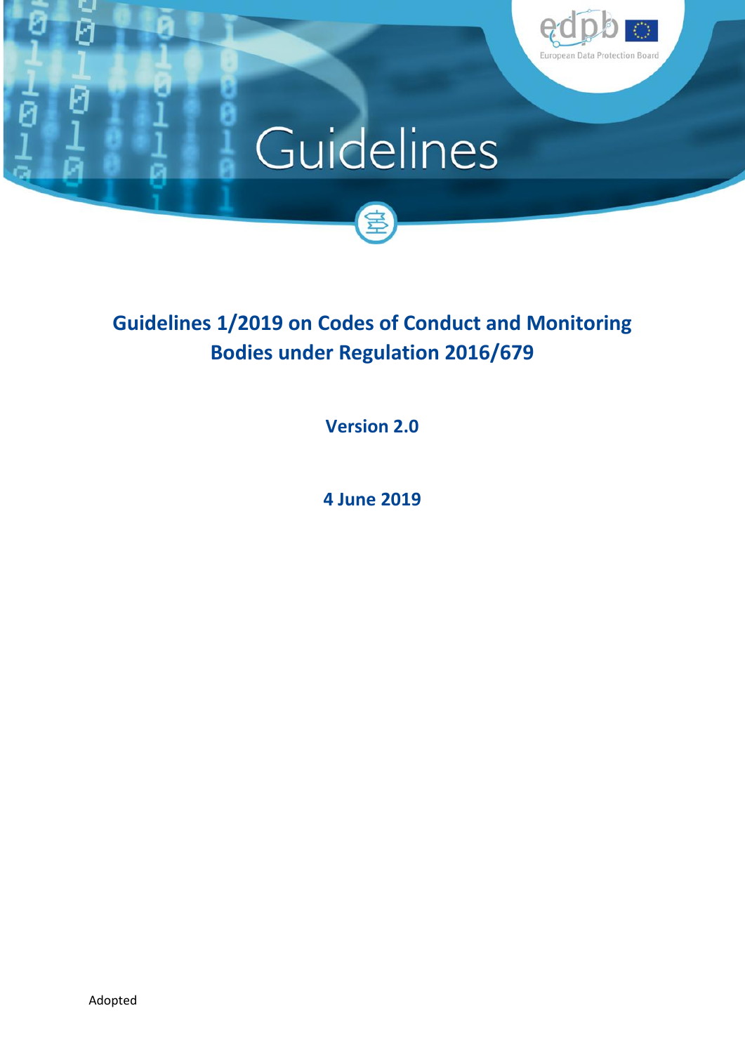# Guidelines

## Guidelines 1/2019 on Codes of Conduct and Monitoring Bodies under Regulation 2016/679

**Version 2.0**

**4 June 2019**

Adopted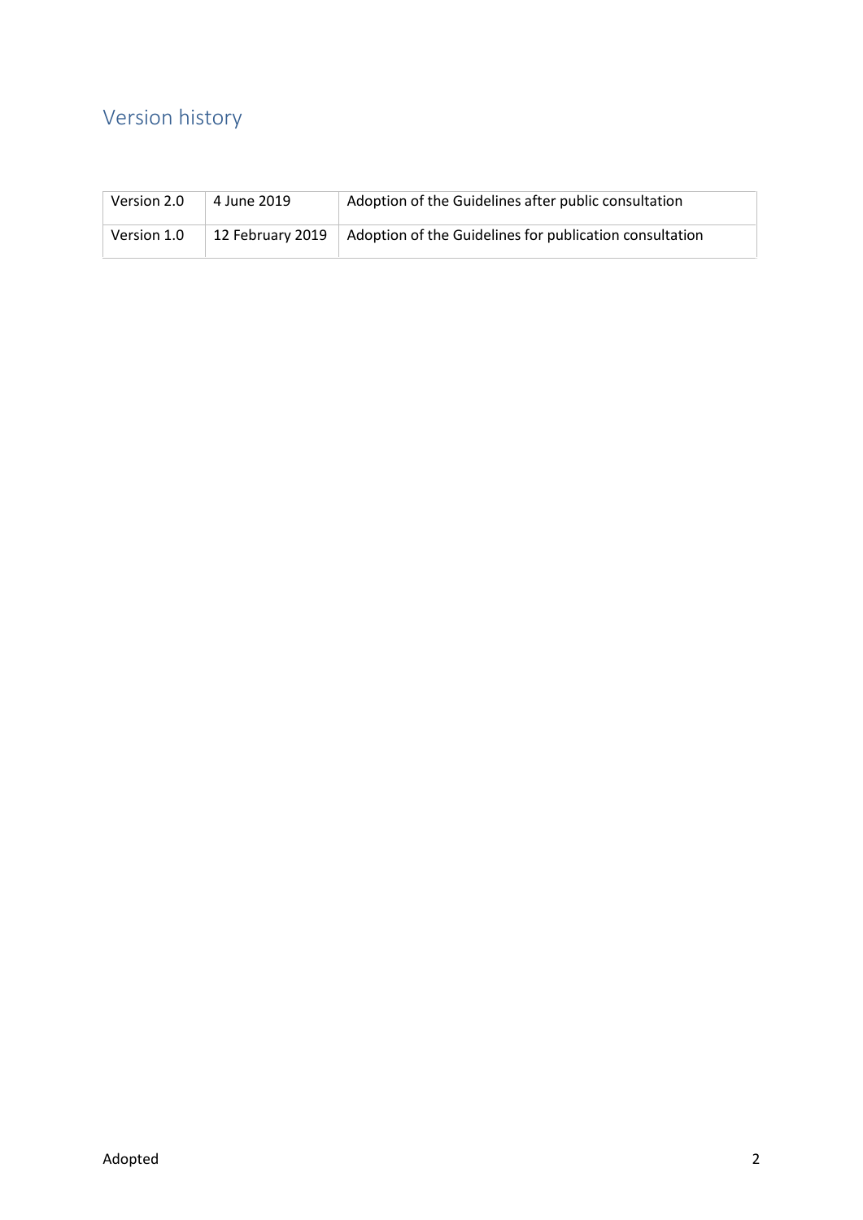# Version history

| Version 2.0 | 4 June 2019 | Adoption of the Guidelines after public consultation |
|---|---|---|
| Version 1.0 | 12 February 2019 | Adoption of the Guidelines for publication consultation |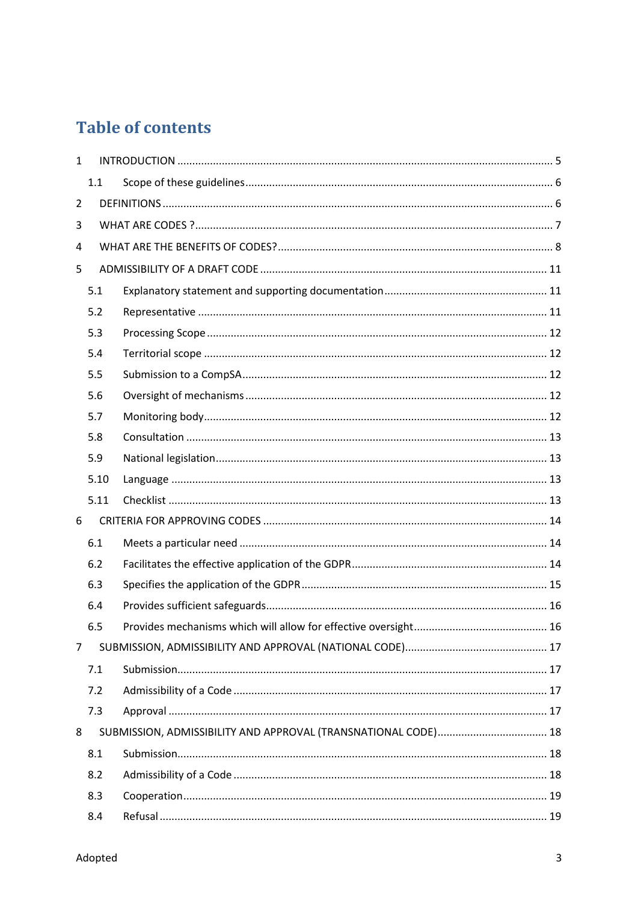# Table of contents

1 INTRODUCTION ..... 5

  1.1 Scope of these guidelines ..... 6

2 DEFINITIONS ..... 6

3 WHAT ARE CODES ? ..... 7

4 WHAT ARE THE BENEFITS OF CODES? ..... 8

5 ADMISSIBILITY OF A DRAFT CODE ..... 11

  5.1 Explanatory statement and supporting documentation ..... 11

  5.2 Representative ..... 11

  5.3 Processing Scope ..... 12

  5.4 Territorial scope ..... 12

  5.5 Submission to a CompSA ..... 12

  5.6 Oversight of mechanisms ..... 12

  5.7 Monitoring body ..... 12

  5.8 Consultation ..... 13

  5.9 National legislation ..... 13

  5.10 Language ..... 13

  5.11 Checklist ..... 13

6 CRITERIA FOR APPROVING CODES ..... 14

  6.1 Meets a particular need ..... 14

  6.2 Facilitates the effective application of the GDPR ..... 14

  6.3 Specifies the application of the GDPR ..... 15

  6.4 Provides sufficient safeguards ..... 16

  6.5 Provides mechanisms which will allow for effective oversight ..... 16

7 SUBMISSION, ADMISSIBILITY AND APPROVAL (NATIONAL CODE) ..... 17

  7.1 Submission ..... 17

  7.2 Admissibility of a Code ..... 17

  7.3 Approval ..... 17

8 SUBMISSION, ADMISSIBILITY AND APPROVAL (TRANSNATIONAL CODE) ..... 18

  8.1 Submission ..... 18

  8.2 Admissibility of a Code ..... 18

  8.3 Cooperation ..... 19

  8.4 Refusal ..... 19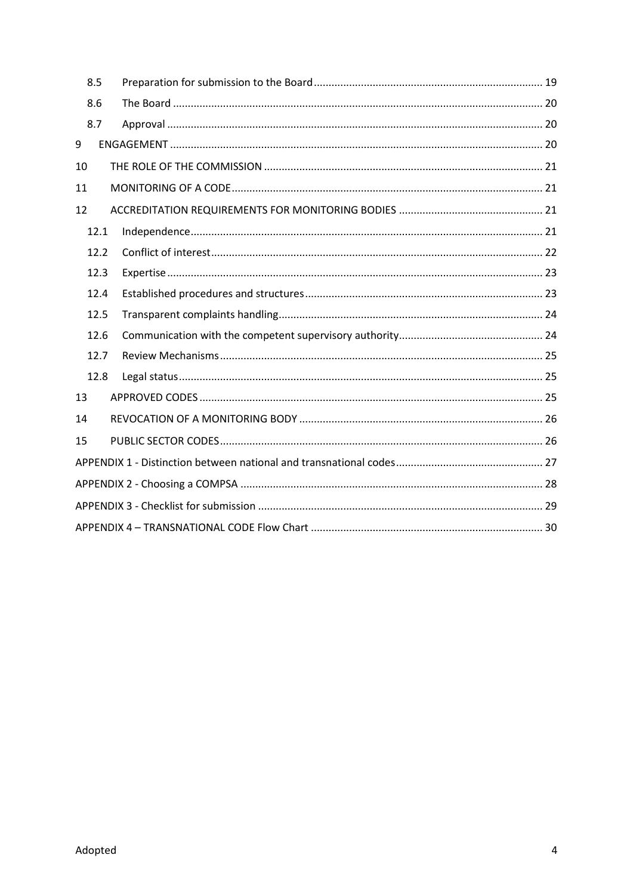| | | |
|---|---|---|
| 8.5 | Preparation for submission to the Board | 19 |
| 8.6 | The Board | 20 |
| 8.7 | Approval | 20 |
| 9 | ENGAGEMENT | 20 |
| 10 | THE ROLE OF THE COMMISSION | 21 |
| 11 | MONITORING OF A CODE | 21 |
| 12 | ACCREDITATION REQUIREMENTS FOR MONITORING BODIES | 21 |
| 12.1 | Independence | 21 |
| 12.2 | Conflict of interest | 22 |
| 12.3 | Expertise | 23 |
| 12.4 | Established procedures and structures | 23 |
| 12.5 | Transparent complaints handling | 24 |
| 12.6 | Communication with the competent supervisory authority | 24 |
| 12.7 | Review Mechanisms | 25 |
| 12.8 | Legal status | 25 |
| 13 | APPROVED CODES | 25 |
| 14 | REVOCATION OF A MONITORING BODY | 26 |
| 15 | PUBLIC SECTOR CODES | 26 |
| | APPENDIX 1 - Distinction between national and transnational codes | 27 |
| | APPENDIX 2 - Choosing a COMPSA | 28 |
| | APPENDIX 3 - Checklist for submission | 29 |
| | APPENDIX 4 – TRANSNATIONAL CODE Flow Chart | 30 |

Adopted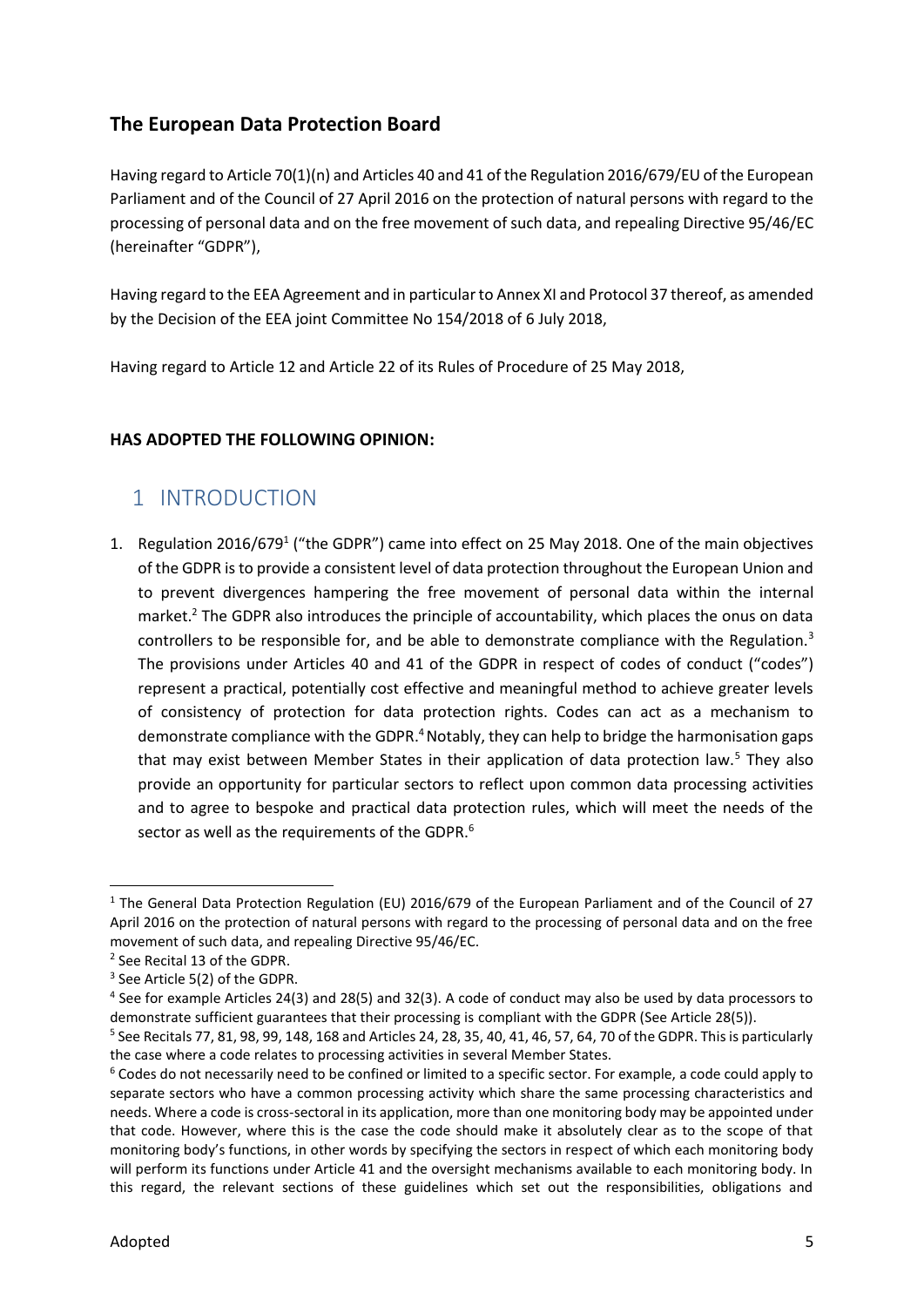## The European Data Protection Board

Having regard to Article 70(1)(n) and Articles 40 and 41 of the Regulation 2016/679/EU of the European Parliament and of the Council of 27 April 2016 on the protection of natural persons with regard to the processing of personal data and on the free movement of such data, and repealing Directive 95/46/EC (hereinafter "GDPR"),

Having regard to the EEA Agreement and in particular to Annex XI and Protocol 37 thereof, as amended by the Decision of the EEA joint Committee No 154/2018 of 6 July 2018,

Having regard to Article 12 and Article 22 of its Rules of Procedure of 25 May 2018,

**HAS ADOPTED THE FOLLOWING OPINION:**

# 1 INTRODUCTION

1. Regulation 2016/679[1] ("the GDPR") came into effect on 25 May 2018. One of the main objectives of the GDPR is to provide a consistent level of data protection throughout the European Union and to prevent divergences hampering the free movement of personal data within the internal market.[2] The GDPR also introduces the principle of accountability, which places the onus on data controllers to be responsible for, and be able to demonstrate compliance with the Regulation.[3] The provisions under Articles 40 and 41 of the GDPR in respect of codes of conduct ("codes") represent a practical, potentially cost effective and meaningful method to achieve greater levels of consistency of protection for data protection rights. Codes can act as a mechanism to demonstrate compliance with the GDPR.[4] Notably, they can help to bridge the harmonisation gaps that may exist between Member States in their application of data protection law.[5] They also provide an opportunity for particular sectors to reflect upon common data processing activities and to agree to bespoke and practical data protection rules, which will meet the needs of the sector as well as the requirements of the GDPR.[6]

---

[1] The General Data Protection Regulation (EU) 2016/679 of the European Parliament and of the Council of 27 April 2016 on the protection of natural persons with regard to the processing of personal data and on the free movement of such data, and repealing Directive 95/46/EC.

[2] See Recital 13 of the GDPR.

[3] See Article 5(2) of the GDPR.

[4] See for example Articles 24(3) and 28(5) and 32(3). A code of conduct may also be used by data processors to demonstrate sufficient guarantees that their processing is compliant with the GDPR (See Article 28(5)).

[5] See Recitals 77, 81, 98, 99, 148, 168 and Articles 24, 28, 35, 40, 41, 46, 57, 64, 70 of the GDPR. This is particularly the case where a code relates to processing activities in several Member States.

[6] Codes do not necessarily need to be confined or limited to a specific sector. For example, a code could apply to separate sectors who have a common processing activity which share the same processing characteristics and needs. Where a code is cross-sectoral in its application, more than one monitoring body may be appointed under that code. However, where this is the case the code should make it absolutely clear as to the scope of that monitoring body's functions, in other words by specifying the sectors in respect of which each monitoring body will perform its functions under Article 41 and the oversight mechanisms available to each monitoring body. In this regard, the relevant sections of these guidelines which set out the responsibilities, obligations and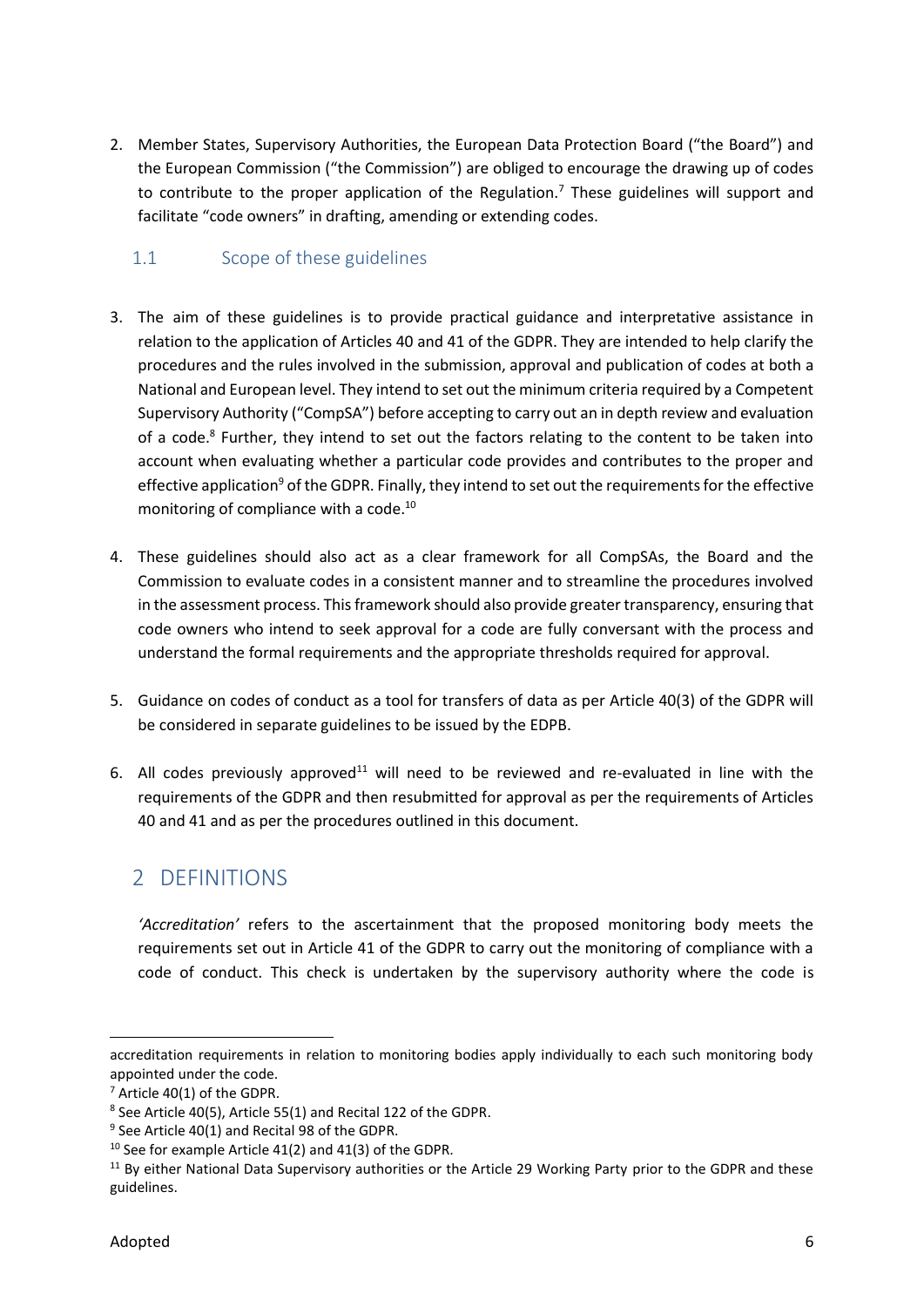2. Member States, Supervisory Authorities, the European Data Protection Board ("the Board") and the European Commission ("the Commission") are obliged to encourage the drawing up of codes to contribute to the proper application of the Regulation.[7] These guidelines will support and facilitate "code owners" in drafting, amending or extending codes.

### 1.1 Scope of these guidelines

3. The aim of these guidelines is to provide practical guidance and interpretative assistance in relation to the application of Articles 40 and 41 of the GDPR. They are intended to help clarify the procedures and the rules involved in the submission, approval and publication of codes at both a National and European level. They intend to set out the minimum criteria required by a Competent Supervisory Authority ("CompSA") before accepting to carry out an in depth review and evaluation of a code.[8] Further, they intend to set out the factors relating to the content to be taken into account when evaluating whether a particular code provides and contributes to the proper and effective application[9] of the GDPR. Finally, they intend to set out the requirements for the effective monitoring of compliance with a code.[10]

4. These guidelines should also act as a clear framework for all CompSAs, the Board and the Commission to evaluate codes in a consistent manner and to streamline the procedures involved in the assessment process. This framework should also provide greater transparency, ensuring that code owners who intend to seek approval for a code are fully conversant with the process and understand the formal requirements and the appropriate thresholds required for approval.

5. Guidance on codes of conduct as a tool for transfers of data as per Article 40(3) of the GDPR will be considered in separate guidelines to be issued by the EDPB.

6. All codes previously approved[11] will need to be reviewed and re-evaluated in line with the requirements of the GDPR and then resubmitted for approval as per the requirements of Articles 40 and 41 and as per the procedures outlined in this document.

## 2 DEFINITIONS

*'Accreditation'* refers to the ascertainment that the proposed monitoring body meets the requirements set out in Article 41 of the GDPR to carry out the monitoring of compliance with a code of conduct. This check is undertaken by the supervisory authority where the code is

---

accreditation requirements in relation to monitoring bodies apply individually to each such monitoring body appointed under the code.

[7] Article 40(1) of the GDPR.

[8] See Article 40(5), Article 55(1) and Recital 122 of the GDPR.

[9] See Article 40(1) and Recital 98 of the GDPR.

[10] See for example Article 41(2) and 41(3) of the GDPR.

[11] By either National Data Supervisory authorities or the Article 29 Working Party prior to the GDPR and these guidelines.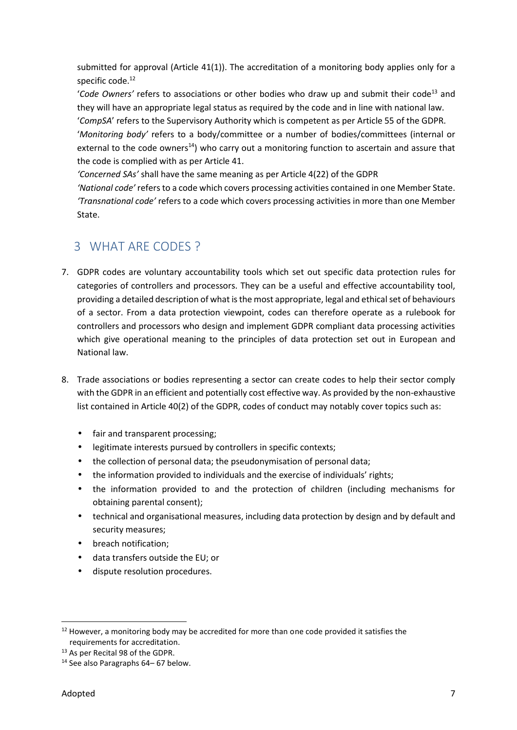submitted for approval (Article 41(1)). The accreditation of a monitoring body applies only for a specific code.[12]

'*Code Owners'* refers to associations or other bodies who draw up and submit their code[13] and they will have an appropriate legal status as required by the code and in line with national law.

'*CompSA*' refers to the Supervisory Authority which is competent as per Article 55 of the GDPR.

'*Monitoring body'* refers to a body/committee or a number of bodies/committees (internal or external to the code owners[14]) who carry out a monitoring function to ascertain and assure that the code is complied with as per Article 41.

*'Concerned SAs'* shall have the same meaning as per Article 4(22) of the GDPR

*'National code'* refers to a code which covers processing activities contained in one Member State.

*'Transnational code'* refers to a code which covers processing activities in more than one Member State.

## 3 WHAT ARE CODES ?

7. GDPR codes are voluntary accountability tools which set out specific data protection rules for categories of controllers and processors. They can be a useful and effective accountability tool, providing a detailed description of what is the most appropriate, legal and ethical set of behaviours of a sector. From a data protection viewpoint, codes can therefore operate as a rulebook for controllers and processors who design and implement GDPR compliant data processing activities which give operational meaning to the principles of data protection set out in European and National law.

8. Trade associations or bodies representing a sector can create codes to help their sector comply with the GDPR in an efficient and potentially cost effective way. As provided by the non-exhaustive list contained in Article 40(2) of the GDPR, codes of conduct may notably cover topics such as:

   - fair and transparent processing;
   - legitimate interests pursued by controllers in specific contexts;
   - the collection of personal data; the pseudonymisation of personal data;
   - the information provided to individuals and the exercise of individuals' rights;
   - the information provided to and the protection of children (including mechanisms for obtaining parental consent);
   - technical and organisational measures, including data protection by design and by default and security measures;
   - breach notification;
   - data transfers outside the EU; or
   - dispute resolution procedures.

---

[12] However, a monitoring body may be accredited for more than one code provided it satisfies the requirements for accreditation.

[13] As per Recital 98 of the GDPR.

[14] See also Paragraphs 64– 67 below.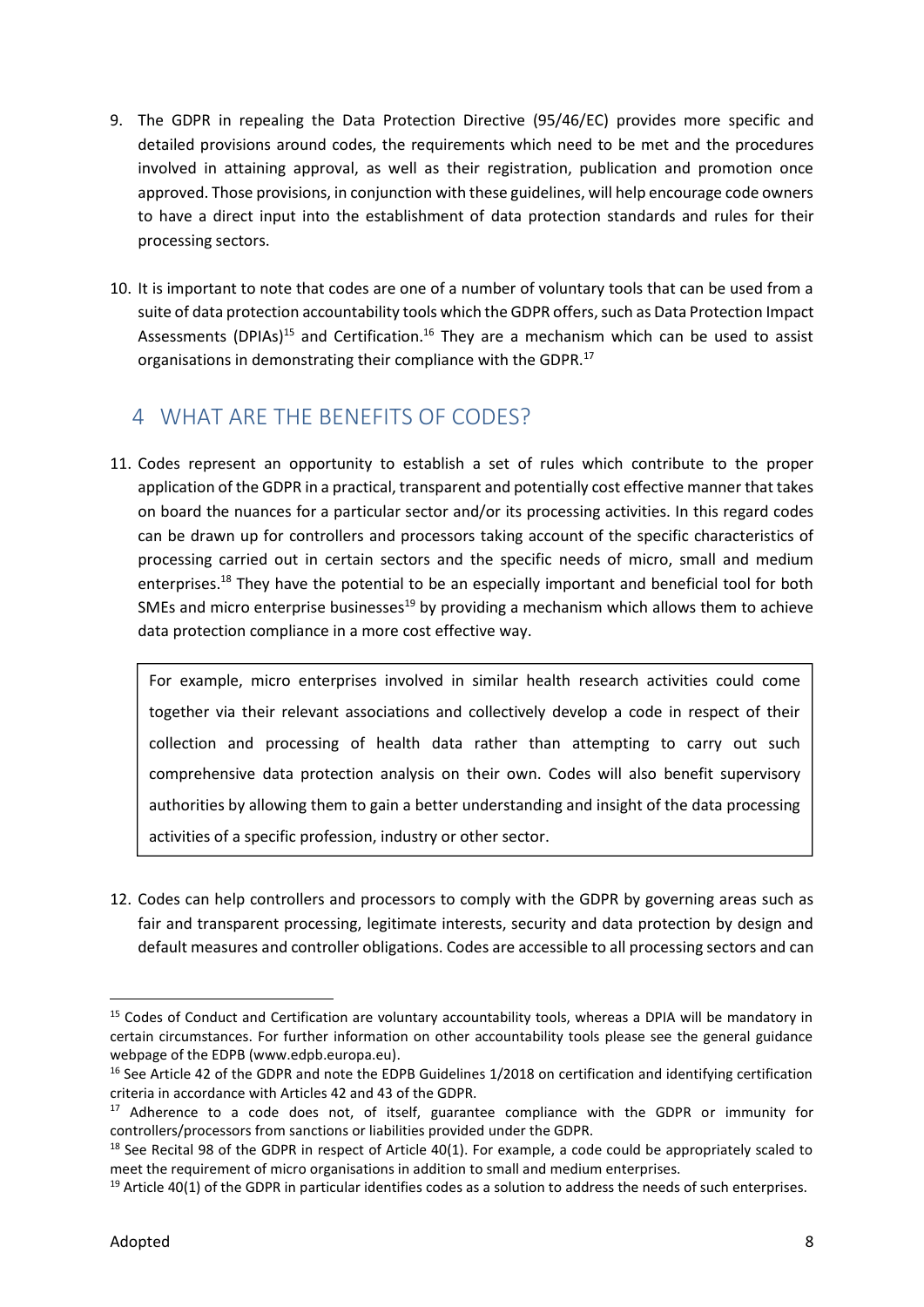9. The GDPR in repealing the Data Protection Directive (95/46/EC) provides more specific and detailed provisions around codes, the requirements which need to be met and the procedures involved in attaining approval, as well as their registration, publication and promotion once approved. Those provisions, in conjunction with these guidelines, will help encourage code owners to have a direct input into the establishment of data protection standards and rules for their processing sectors.

10. It is important to note that codes are one of a number of voluntary tools that can be used from a suite of data protection accountability tools which the GDPR offers, such as Data Protection Impact Assessments (DPIAs)[15] and Certification.[16] They are a mechanism which can be used to assist organisations in demonstrating their compliance with the GDPR.[17]

## 4 WHAT ARE THE BENEFITS OF CODES?

11. Codes represent an opportunity to establish a set of rules which contribute to the proper application of the GDPR in a practical, transparent and potentially cost effective manner that takes on board the nuances for a particular sector and/or its processing activities. In this regard codes can be drawn up for controllers and processors taking account of the specific characteristics of processing carried out in certain sectors and the specific needs of micro, small and medium enterprises.[18] They have the potential to be an especially important and beneficial tool for both SMEs and micro enterprise businesses[19] by providing a mechanism which allows them to achieve data protection compliance in a more cost effective way.

> For example, micro enterprises involved in similar health research activities could come together via their relevant associations and collectively develop a code in respect of their collection and processing of health data rather than attempting to carry out such comprehensive data protection analysis on their own. Codes will also benefit supervisory authorities by allowing them to gain a better understanding and insight of the data processing activities of a specific profession, industry or other sector.

12. Codes can help controllers and processors to comply with the GDPR by governing areas such as fair and transparent processing, legitimate interests, security and data protection by design and default measures and controller obligations. Codes are accessible to all processing sectors and can

---

[15] Codes of Conduct and Certification are voluntary accountability tools, whereas a DPIA will be mandatory in certain circumstances. For further information on other accountability tools please see the general guidance webpage of the EDPB (www.edpb.europa.eu).

[16] See Article 42 of the GDPR and note the EDPB Guidelines 1/2018 on certification and identifying certification criteria in accordance with Articles 42 and 43 of the GDPR.

[17] Adherence to a code does not, of itself, guarantee compliance with the GDPR or immunity for controllers/processors from sanctions or liabilities provided under the GDPR.

[18] See Recital 98 of the GDPR in respect of Article 40(1). For example, a code could be appropriately scaled to meet the requirement of micro organisations in addition to small and medium enterprises.

[19] Article 40(1) of the GDPR in particular identifies codes as a solution to address the needs of such enterprises.

Adopted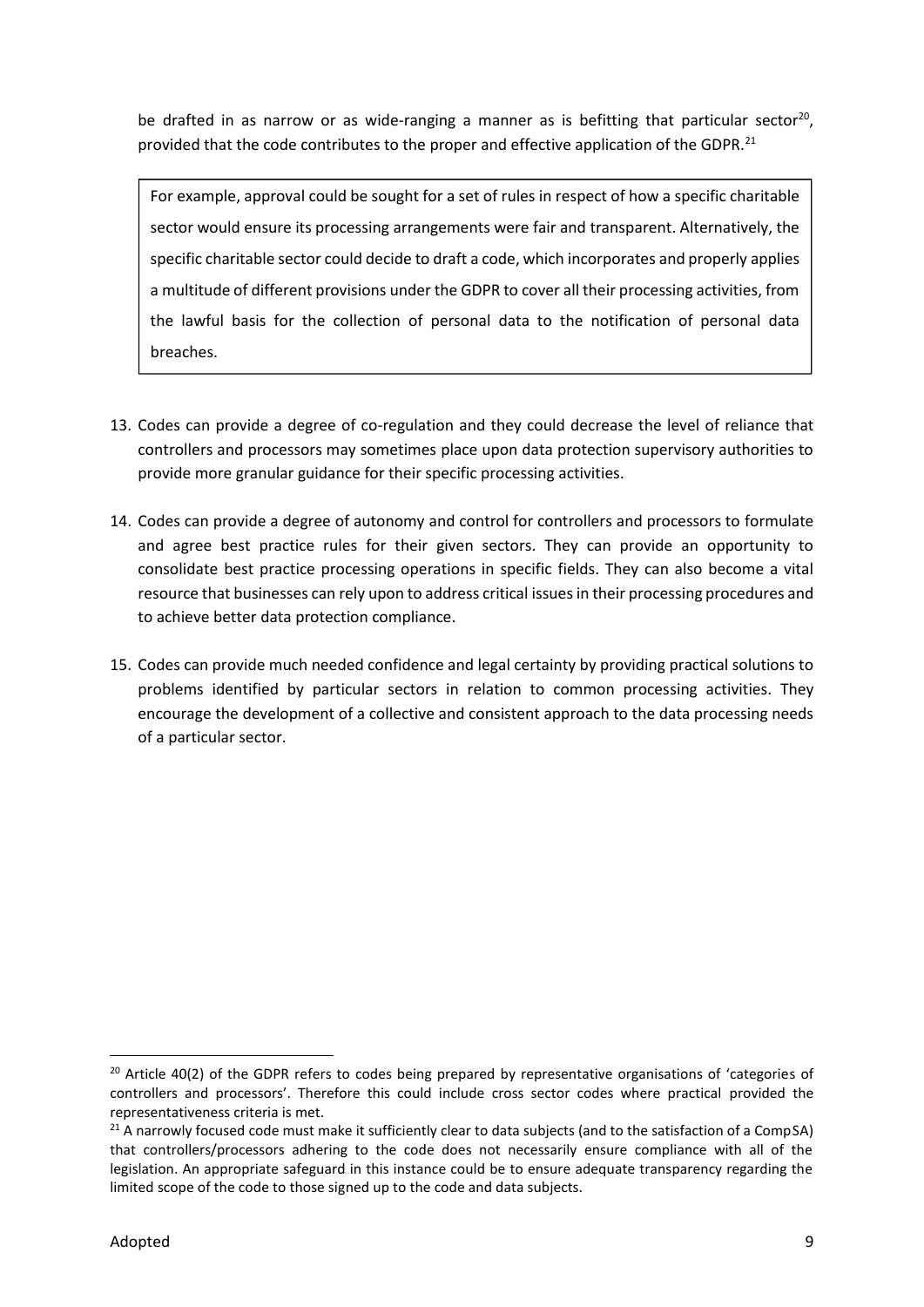be drafted in as narrow or as wide-ranging a manner as is befitting that particular sector[20], provided that the code contributes to the proper and effective application of the GDPR.[21]

> For example, approval could be sought for a set of rules in respect of how a specific charitable sector would ensure its processing arrangements were fair and transparent. Alternatively, the specific charitable sector could decide to draft a code, which incorporates and properly applies a multitude of different provisions under the GDPR to cover all their processing activities, from the lawful basis for the collection of personal data to the notification of personal data breaches.

13. Codes can provide a degree of co-regulation and they could decrease the level of reliance that controllers and processors may sometimes place upon data protection supervisory authorities to provide more granular guidance for their specific processing activities.

14. Codes can provide a degree of autonomy and control for controllers and processors to formulate and agree best practice rules for their given sectors. They can provide an opportunity to consolidate best practice processing operations in specific fields. They can also become a vital resource that businesses can rely upon to address critical issues in their processing procedures and to achieve better data protection compliance.

15. Codes can provide much needed confidence and legal certainty by providing practical solutions to problems identified by particular sectors in relation to common processing activities. They encourage the development of a collective and consistent approach to the data processing needs of a particular sector.

---

[20] Article 40(2) of the GDPR refers to codes being prepared by representative organisations of 'categories of controllers and processors'. Therefore this could include cross sector codes where practical provided the representativeness criteria is met.

[21] A narrowly focused code must make it sufficiently clear to data subjects (and to the satisfaction of a CompSA) that controllers/processors adhering to the code does not necessarily ensure compliance with all of the legislation. An appropriate safeguard in this instance could be to ensure adequate transparency regarding the limited scope of the code to those signed up to the code and data subjects.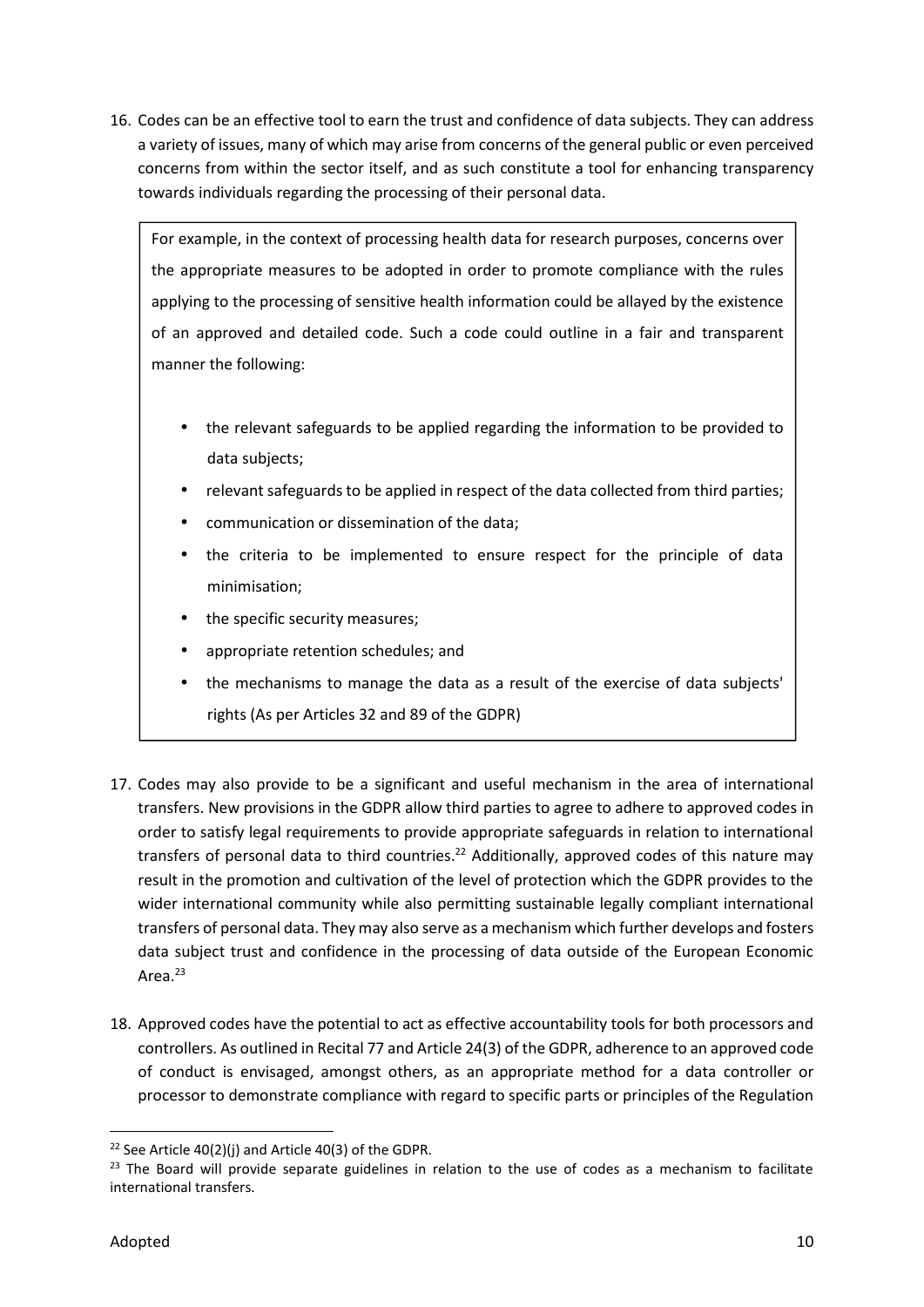16. Codes can be an effective tool to earn the trust and confidence of data subjects. They can address a variety of issues, many of which may arise from concerns of the general public or even perceived concerns from within the sector itself, and as such constitute a tool for enhancing transparency towards individuals regarding the processing of their personal data.

> For example, in the context of processing health data for research purposes, concerns over the appropriate measures to be adopted in order to promote compliance with the rules applying to the processing of sensitive health information could be allayed by the existence of an approved and detailed code. Such a code could outline in a fair and transparent manner the following:
>
> - the relevant safeguards to be applied regarding the information to be provided to data subjects;
> - relevant safeguards to be applied in respect of the data collected from third parties;
> - communication or dissemination of the data;
> - the criteria to be implemented to ensure respect for the principle of data minimisation;
> - the specific security measures;
> - appropriate retention schedules; and
> - the mechanisms to manage the data as a result of the exercise of data subjects' rights (As per Articles 32 and 89 of the GDPR)

17. Codes may also provide to be a significant and useful mechanism in the area of international transfers. New provisions in the GDPR allow third parties to agree to adhere to approved codes in order to satisfy legal requirements to provide appropriate safeguards in relation to international transfers of personal data to third countries.[22] Additionally, approved codes of this nature may result in the promotion and cultivation of the level of protection which the GDPR provides to the wider international community while also permitting sustainable legally compliant international transfers of personal data. They may also serve as a mechanism which further develops and fosters data subject trust and confidence in the processing of data outside of the European Economic Area.[23]

18. Approved codes have the potential to act as effective accountability tools for both processors and controllers. As outlined in Recital 77 and Article 24(3) of the GDPR, adherence to an approved code of conduct is envisaged, amongst others, as an appropriate method for a data controller or processor to demonstrate compliance with regard to specific parts or principles of the Regulation

[22] See Article 40(2)(j) and Article 40(3) of the GDPR.

[23] The Board will provide separate guidelines in relation to the use of codes as a mechanism to facilitate international transfers.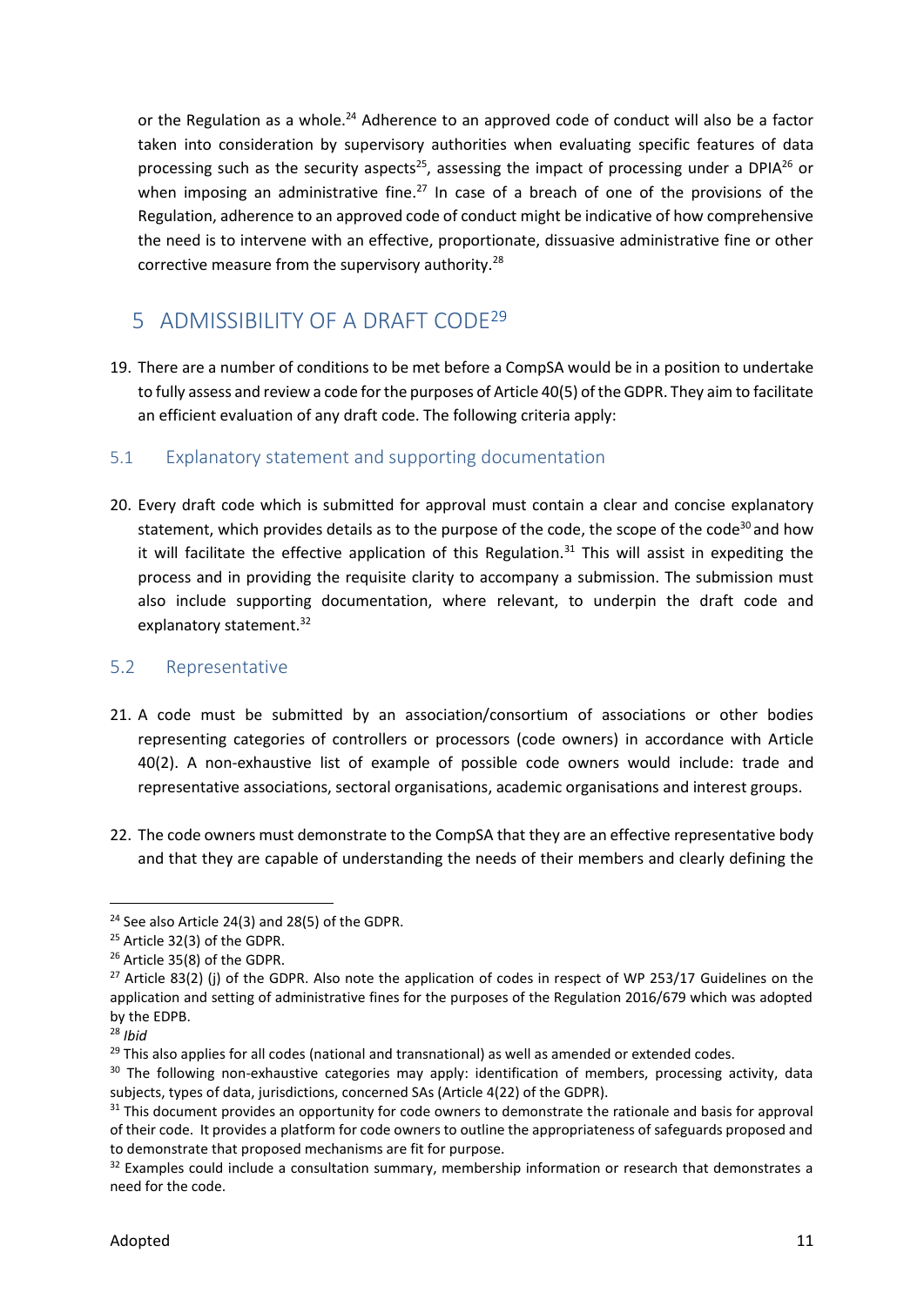or the Regulation as a whole.[24] Adherence to an approved code of conduct will also be a factor taken into consideration by supervisory authorities when evaluating specific features of data processing such as the security aspects[25], assessing the impact of processing under a DPIA[26] or when imposing an administrative fine.[27] In case of a breach of one of the provisions of the Regulation, adherence to an approved code of conduct might be indicative of how comprehensive the need is to intervene with an effective, proportionate, dissuasive administrative fine or other corrective measure from the supervisory authority.[28]

# 5 ADMISSIBILITY OF A DRAFT CODE[29]

19. There are a number of conditions to be met before a CompSA would be in a position to undertake to fully assess and review a code for the purposes of Article 40(5) of the GDPR. They aim to facilitate an efficient evaluation of any draft code. The following criteria apply:

## 5.1 Explanatory statement and supporting documentation

20. Every draft code which is submitted for approval must contain a clear and concise explanatory statement, which provides details as to the purpose of the code, the scope of the code[30] and how it will facilitate the effective application of this Regulation.[31] This will assist in expediting the process and in providing the requisite clarity to accompany a submission. The submission must also include supporting documentation, where relevant, to underpin the draft code and explanatory statement.[32]

## 5.2 Representative

21. A code must be submitted by an association/consortium of associations or other bodies representing categories of controllers or processors (code owners) in accordance with Article 40(2). A non-exhaustive list of example of possible code owners would include: trade and representative associations, sectoral organisations, academic organisations and interest groups.

22. The code owners must demonstrate to the CompSA that they are an effective representative body and that they are capable of understanding the needs of their members and clearly defining the

---

[24] See also Article 24(3) and 28(5) of the GDPR.

[25] Article 32(3) of the GDPR.

[26] Article 35(8) of the GDPR.

[27] Article 83(2) (j) of the GDPR. Also note the application of codes in respect of WP 253/17 Guidelines on the application and setting of administrative fines for the purposes of the Regulation 2016/679 which was adopted by the EDPB.

[28] *Ibid*

[29] This also applies for all codes (national and transnational) as well as amended or extended codes.

[30] The following non-exhaustive categories may apply: identification of members, processing activity, data subjects, types of data, jurisdictions, concerned SAs (Article 4(22) of the GDPR).

[31] This document provides an opportunity for code owners to demonstrate the rationale and basis for approval of their code. It provides a platform for code owners to outline the appropriateness of safeguards proposed and to demonstrate that proposed mechanisms are fit for purpose.

[32] Examples could include a consultation summary, membership information or research that demonstrates a need for the code.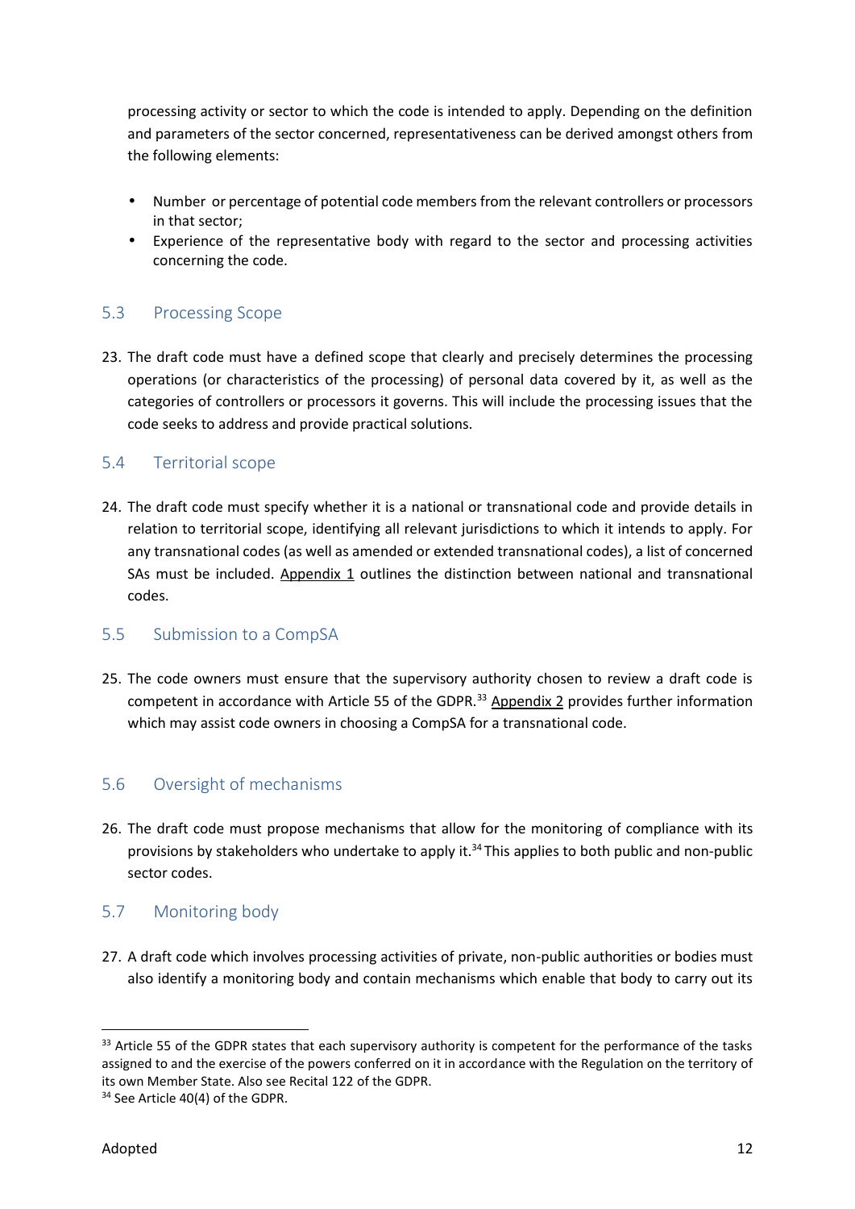processing activity or sector to which the code is intended to apply. Depending on the definition and parameters of the sector concerned, representativeness can be derived amongst others from the following elements:

- Number or percentage of potential code members from the relevant controllers or processors in that sector;
- Experience of the representative body with regard to the sector and processing activities concerning the code.

## 5.3 Processing Scope

23. The draft code must have a defined scope that clearly and precisely determines the processing operations (or characteristics of the processing) of personal data covered by it, as well as the categories of controllers or processors it governs. This will include the processing issues that the code seeks to address and provide practical solutions.

## 5.4 Territorial scope

24. The draft code must specify whether it is a national or transnational code and provide details in relation to territorial scope, identifying all relevant jurisdictions to which it intends to apply. For any transnational codes (as well as amended or extended transnational codes), a list of concerned SAs must be included. Appendix 1 outlines the distinction between national and transnational codes.

## 5.5 Submission to a CompSA

25. The code owners must ensure that the supervisory authority chosen to review a draft code is competent in accordance with Article 55 of the GDPR.[33] Appendix 2 provides further information which may assist code owners in choosing a CompSA for a transnational code.

## 5.6 Oversight of mechanisms

26. The draft code must propose mechanisms that allow for the monitoring of compliance with its provisions by stakeholders who undertake to apply it.[34] This applies to both public and non-public sector codes.

## 5.7 Monitoring body

27. A draft code which involves processing activities of private, non-public authorities or bodies must also identify a monitoring body and contain mechanisms which enable that body to carry out its

---

[33] Article 55 of the GDPR states that each supervisory authority is competent for the performance of the tasks assigned to and the exercise of the powers conferred on it in accordance with the Regulation on the territory of its own Member State. Also see Recital 122 of the GDPR.

[34] See Article 40(4) of the GDPR.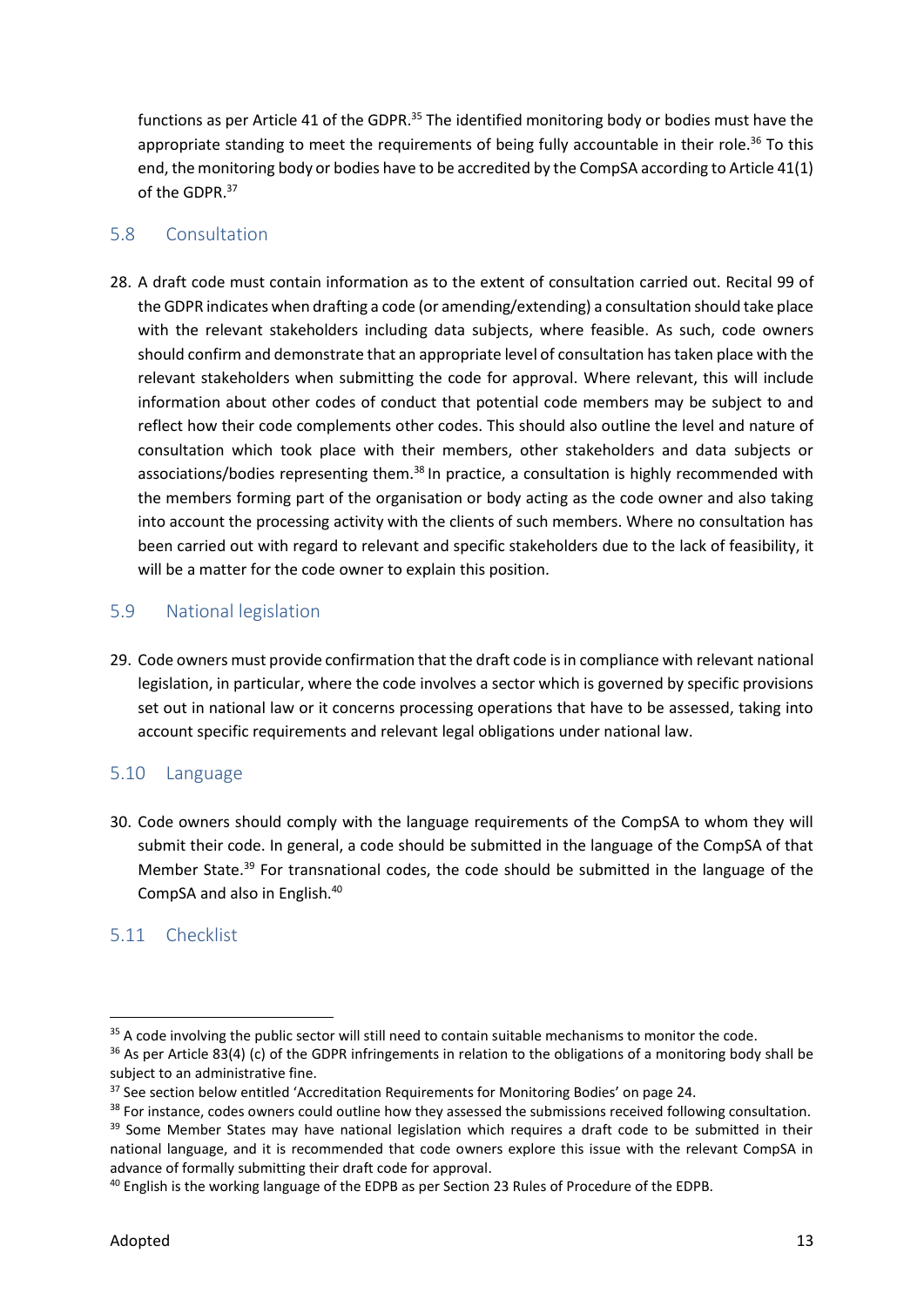functions as per Article 41 of the GDPR.[35] The identified monitoring body or bodies must have the appropriate standing to meet the requirements of being fully accountable in their role.[36] To this end, the monitoring body or bodies have to be accredited by the CompSA according to Article 41(1) of the GDPR.[37]

## 5.8 Consultation

28. A draft code must contain information as to the extent of consultation carried out. Recital 99 of the GDPR indicates when drafting a code (or amending/extending) a consultation should take place with the relevant stakeholders including data subjects, where feasible. As such, code owners should confirm and demonstrate that an appropriate level of consultation has taken place with the relevant stakeholders when submitting the code for approval. Where relevant, this will include information about other codes of conduct that potential code members may be subject to and reflect how their code complements other codes. This should also outline the level and nature of consultation which took place with their members, other stakeholders and data subjects or associations/bodies representing them.[38] In practice, a consultation is highly recommended with the members forming part of the organisation or body acting as the code owner and also taking into account the processing activity with the clients of such members. Where no consultation has been carried out with regard to relevant and specific stakeholders due to the lack of feasibility, it will be a matter for the code owner to explain this position.

## 5.9 National legislation

29. Code owners must provide confirmation that the draft code is in compliance with relevant national legislation, in particular, where the code involves a sector which is governed by specific provisions set out in national law or it concerns processing operations that have to be assessed, taking into account specific requirements and relevant legal obligations under national law.

## 5.10 Language

30. Code owners should comply with the language requirements of the CompSA to whom they will submit their code. In general, a code should be submitted in the language of the CompSA of that Member State.[39] For transnational codes, the code should be submitted in the language of the CompSA and also in English.[40]

## 5.11 Checklist

---

[35] A code involving the public sector will still need to contain suitable mechanisms to monitor the code.

[36] As per Article 83(4) (c) of the GDPR infringements in relation to the obligations of a monitoring body shall be subject to an administrative fine.

[37] See section below entitled 'Accreditation Requirements for Monitoring Bodies' on page 24.

[38] For instance, codes owners could outline how they assessed the submissions received following consultation.

[39] Some Member States may have national legislation which requires a draft code to be submitted in their national language, and it is recommended that code owners explore this issue with the relevant CompSA in advance of formally submitting their draft code for approval.

[40] English is the working language of the EDPB as per Section 23 Rules of Procedure of the EDPB.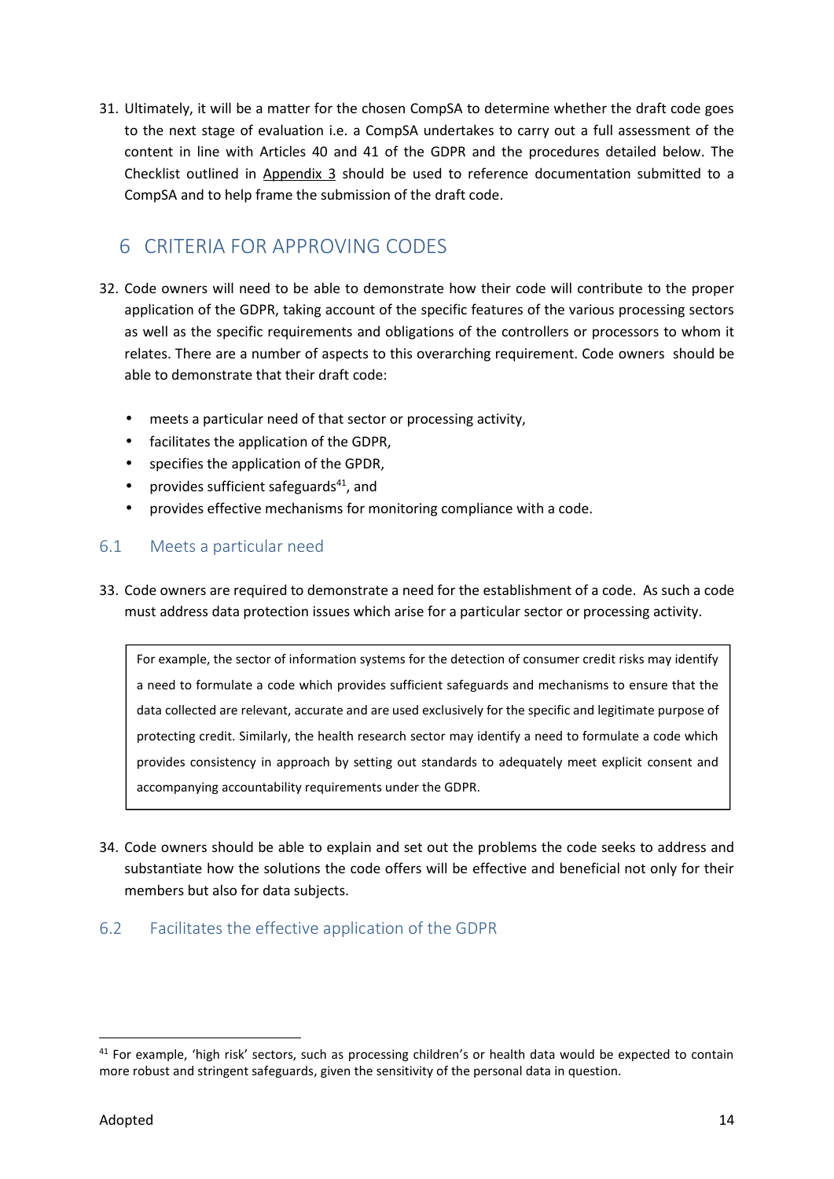31. Ultimately, it will be a matter for the chosen CompSA to determine whether the draft code goes to the next stage of evaluation i.e. a CompSA undertakes to carry out a full assessment of the content in line with Articles 40 and 41 of the GDPR and the procedures detailed below. The Checklist outlined in Appendix 3 should be used to reference documentation submitted to a CompSA and to help frame the submission of the draft code.

# 6 CRITERIA FOR APPROVING CODES

32. Code owners will need to be able to demonstrate how their code will contribute to the proper application of the GDPR, taking account of the specific features of the various processing sectors as well as the specific requirements and obligations of the controllers or processors to whom it relates. There are a number of aspects to this overarching requirement. Code owners should be able to demonstrate that their draft code:

- meets a particular need of that sector or processing activity,
- facilitates the application of the GDPR,
- specifies the application of the GPDR,
- provides sufficient safeguards[41], and
- provides effective mechanisms for monitoring compliance with a code.

## 6.1 Meets a particular need

33. Code owners are required to demonstrate a need for the establishment of a code. As such a code must address data protection issues which arise for a particular sector or processing activity.

> For example, the sector of information systems for the detection of consumer credit risks may identify a need to formulate a code which provides sufficient safeguards and mechanisms to ensure that the data collected are relevant, accurate and are used exclusively for the specific and legitimate purpose of protecting credit. Similarly, the health research sector may identify a need to formulate a code which provides consistency in approach by setting out standards to adequately meet explicit consent and accompanying accountability requirements under the GDPR.

34. Code owners should be able to explain and set out the problems the code seeks to address and substantiate how the solutions the code offers will be effective and beneficial not only for their members but also for data subjects.

## 6.2 Facilitates the effective application of the GDPR

[41] For example, 'high risk' sectors, such as processing children's or health data would be expected to contain more robust and stringent safeguards, given the sensitivity of the personal data in question.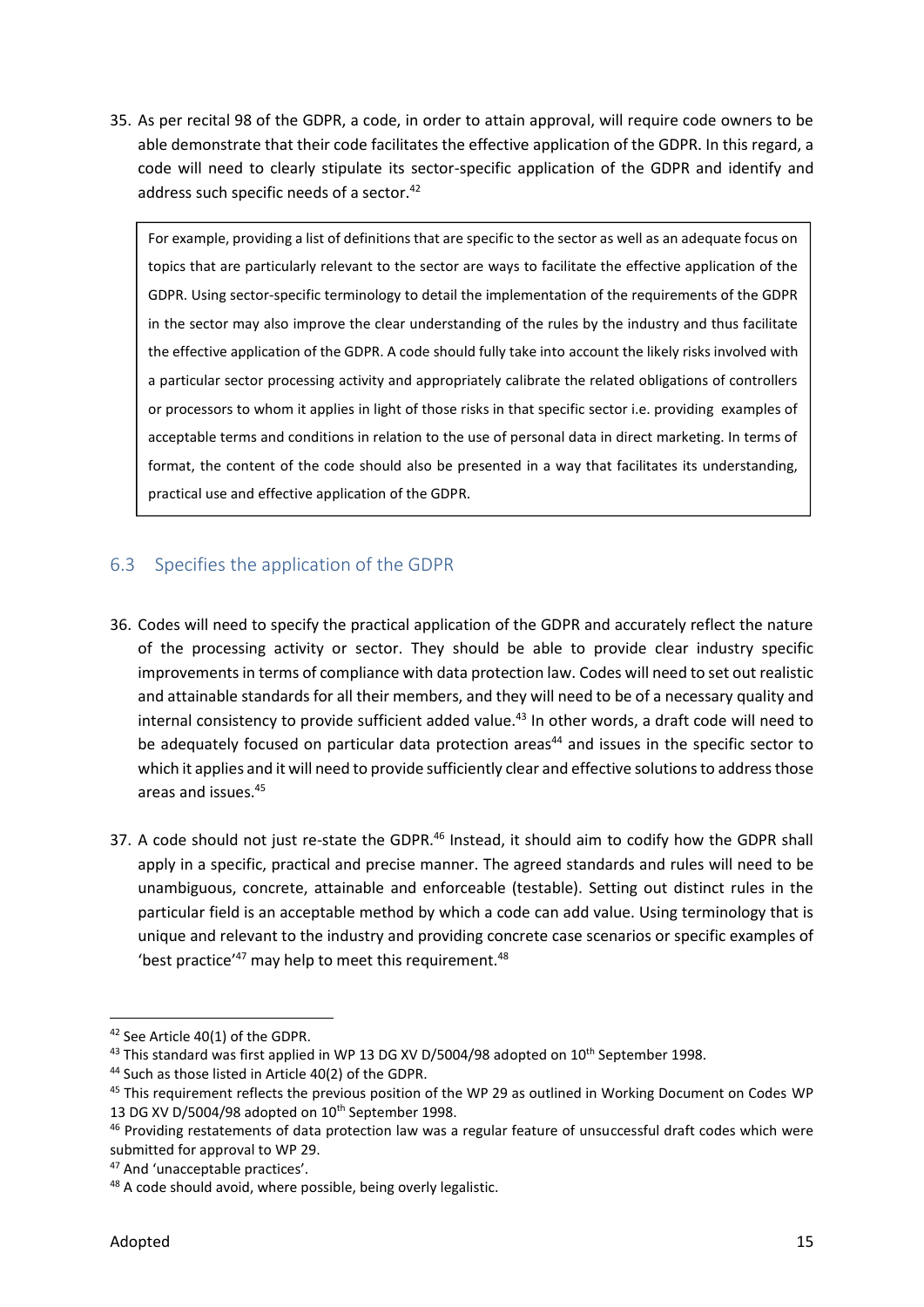35. As per recital 98 of the GDPR, a code, in order to attain approval, will require code owners to be able demonstrate that their code facilitates the effective application of the GDPR. In this regard, a code will need to clearly stipulate its sector-specific application of the GDPR and identify and address such specific needs of a sector.[42]

> For example, providing a list of definitions that are specific to the sector as well as an adequate focus on topics that are particularly relevant to the sector are ways to facilitate the effective application of the GDPR. Using sector-specific terminology to detail the implementation of the requirements of the GDPR in the sector may also improve the clear understanding of the rules by the industry and thus facilitate the effective application of the GDPR. A code should fully take into account the likely risks involved with a particular sector processing activity and appropriately calibrate the related obligations of controllers or processors to whom it applies in light of those risks in that specific sector i.e. providing examples of acceptable terms and conditions in relation to the use of personal data in direct marketing. In terms of format, the content of the code should also be presented in a way that facilitates its understanding, practical use and effective application of the GDPR.

## 6.3 Specifies the application of the GDPR

36. Codes will need to specify the practical application of the GDPR and accurately reflect the nature of the processing activity or sector. They should be able to provide clear industry specific improvements in terms of compliance with data protection law. Codes will need to set out realistic and attainable standards for all their members, and they will need to be of a necessary quality and internal consistency to provide sufficient added value.[43] In other words, a draft code will need to be adequately focused on particular data protection areas[44] and issues in the specific sector to which it applies and it will need to provide sufficiently clear and effective solutions to address those areas and issues.[45]

37. A code should not just re-state the GDPR.[46] Instead, it should aim to codify how the GDPR shall apply in a specific, practical and precise manner. The agreed standards and rules will need to be unambiguous, concrete, attainable and enforceable (testable). Setting out distinct rules in the particular field is an acceptable method by which a code can add value. Using terminology that is unique and relevant to the industry and providing concrete case scenarios or specific examples of 'best practice'[47] may help to meet this requirement.[48]

---

[42] See Article 40(1) of the GDPR.

[43] This standard was first applied in WP 13 DG XV D/5004/98 adopted on 10th September 1998.

[44] Such as those listed in Article 40(2) of the GDPR.

[45] This requirement reflects the previous position of the WP 29 as outlined in Working Document on Codes WP 13 DG XV D/5004/98 adopted on 10th September 1998.

[46] Providing restatements of data protection law was a regular feature of unsuccessful draft codes which were submitted for approval to WP 29.

[47] And 'unacceptable practices'.

[48] A code should avoid, where possible, being overly legalistic.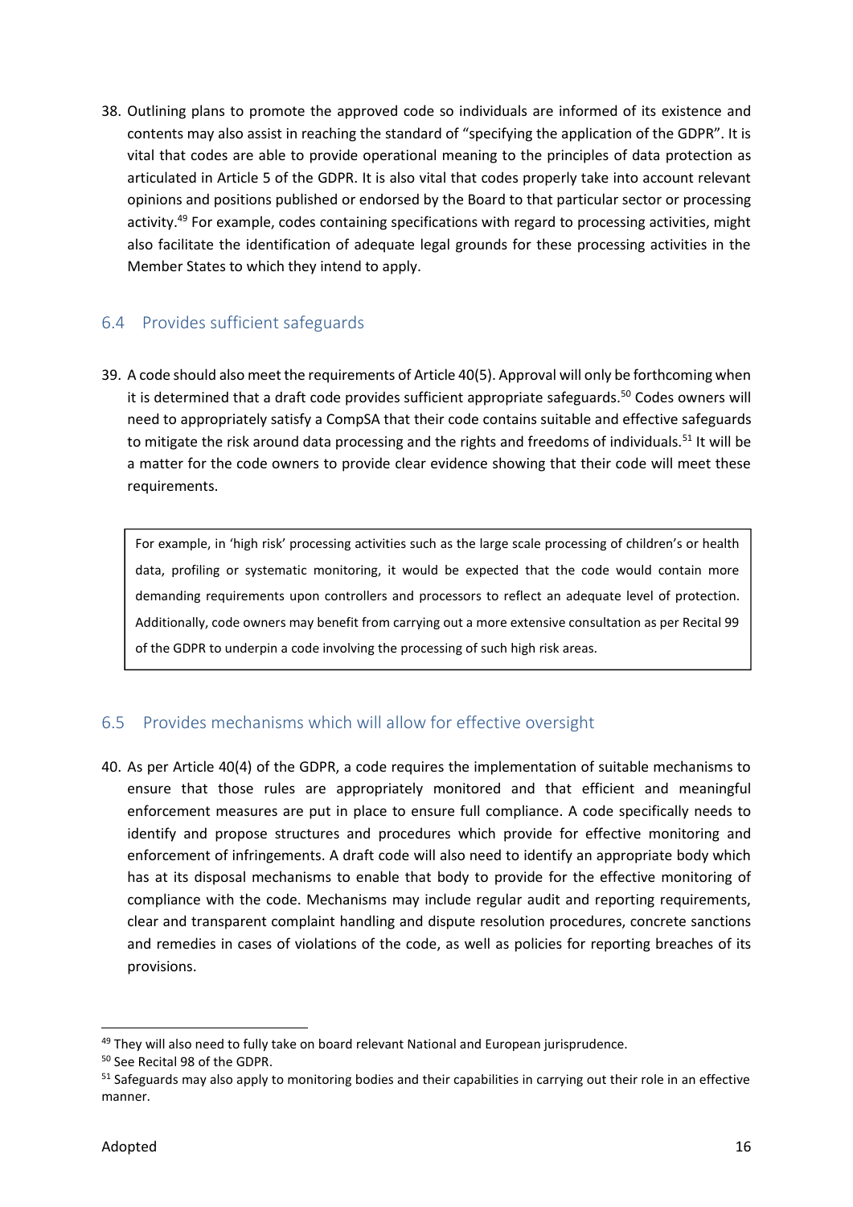38. Outlining plans to promote the approved code so individuals are informed of its existence and contents may also assist in reaching the standard of "specifying the application of the GDPR". It is vital that codes are able to provide operational meaning to the principles of data protection as articulated in Article 5 of the GDPR. It is also vital that codes properly take into account relevant opinions and positions published or endorsed by the Board to that particular sector or processing activity.[49] For example, codes containing specifications with regard to processing activities, might also facilitate the identification of adequate legal grounds for these processing activities in the Member States to which they intend to apply.

## 6.4 Provides sufficient safeguards

39. A code should also meet the requirements of Article 40(5). Approval will only be forthcoming when it is determined that a draft code provides sufficient appropriate safeguards.[50] Codes owners will need to appropriately satisfy a CompSA that their code contains suitable and effective safeguards to mitigate the risk around data processing and the rights and freedoms of individuals.[51] It will be a matter for the code owners to provide clear evidence showing that their code will meet these requirements.

> For example, in 'high risk' processing activities such as the large scale processing of children's or health data, profiling or systematic monitoring, it would be expected that the code would contain more demanding requirements upon controllers and processors to reflect an adequate level of protection. Additionally, code owners may benefit from carrying out a more extensive consultation as per Recital 99 of the GDPR to underpin a code involving the processing of such high risk areas.

## 6.5 Provides mechanisms which will allow for effective oversight

40. As per Article 40(4) of the GDPR, a code requires the implementation of suitable mechanisms to ensure that those rules are appropriately monitored and that efficient and meaningful enforcement measures are put in place to ensure full compliance. A code specifically needs to identify and propose structures and procedures which provide for effective monitoring and enforcement of infringements. A draft code will also need to identify an appropriate body which has at its disposal mechanisms to enable that body to provide for the effective monitoring of compliance with the code. Mechanisms may include regular audit and reporting requirements, clear and transparent complaint handling and dispute resolution procedures, concrete sanctions and remedies in cases of violations of the code, as well as policies for reporting breaches of its provisions.

---

[49] They will also need to fully take on board relevant National and European jurisprudence.

[50] See Recital 98 of the GDPR.

[51] Safeguards may also apply to monitoring bodies and their capabilities in carrying out their role in an effective manner.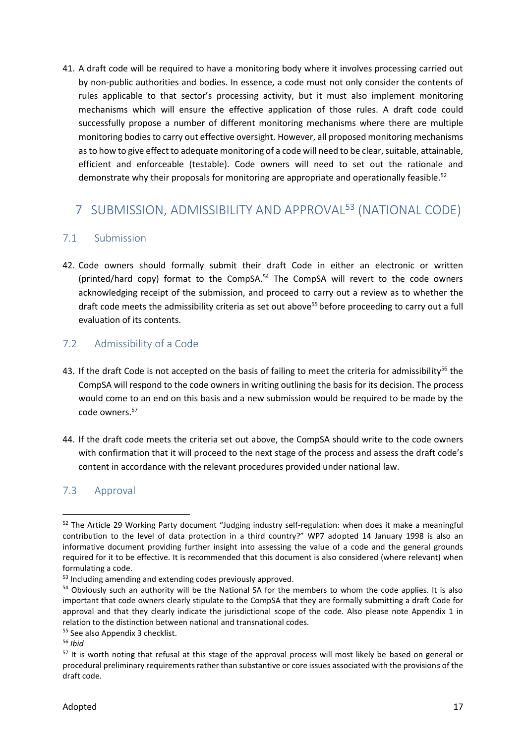41. A draft code will be required to have a monitoring body where it involves processing carried out by non-public authorities and bodies. In essence, a code must not only consider the contents of rules applicable to that sector's processing activity, but it must also implement monitoring mechanisms which will ensure the effective application of those rules. A draft code could successfully propose a number of different monitoring mechanisms where there are multiple monitoring bodies to carry out effective oversight. However, all proposed monitoring mechanisms as to how to give effect to adequate monitoring of a code will need to be clear, suitable, attainable, efficient and enforceable (testable). Code owners will need to set out the rationale and demonstrate why their proposals for monitoring are appropriate and operationally feasible.[52]

# 7 SUBMISSION, ADMISSIBILITY AND APPROVAL[53] (NATIONAL CODE)

## 7.1 Submission

42. Code owners should formally submit their draft Code in either an electronic or written (printed/hard copy) format to the CompSA.[54] The CompSA will revert to the code owners acknowledging receipt of the submission, and proceed to carry out a review as to whether the draft code meets the admissibility criteria as set out above[55] before proceeding to carry out a full evaluation of its contents.

## 7.2 Admissibility of a Code

43. If the draft Code is not accepted on the basis of failing to meet the criteria for admissibility[56] the CompSA will respond to the code owners in writing outlining the basis for its decision. The process would come to an end on this basis and a new submission would be required to be made by the code owners.[57]

44. If the draft code meets the criteria set out above, the CompSA should write to the code owners with confirmation that it will proceed to the next stage of the process and assess the draft code's content in accordance with the relevant procedures provided under national law.

## 7.3 Approval

---

[52] The Article 29 Working Party document "Judging industry self-regulation: when does it make a meaningful contribution to the level of data protection in a third country?" WP7 adopted 14 January 1998 is also an informative document providing further insight into assessing the value of a code and the general grounds required for it to be effective. It is recommended that this document is also considered (where relevant) when formulating a code.

[53] Including amending and extending codes previously approved.

[54] Obviously such an authority will be the National SA for the members to whom the code applies. It is also important that code owners clearly stipulate to the CompSA that they are formally submitting a draft Code for approval and that they clearly indicate the jurisdictional scope of the code. Also please note Appendix 1 in relation to the distinction between national and transnational codes.

[55] See also Appendix 3 checklist.

[56] *Ibid*

[57] It is worth noting that refusal at this stage of the approval process will most likely be based on general or procedural preliminary requirements rather than substantive or core issues associated with the provisions of the draft code.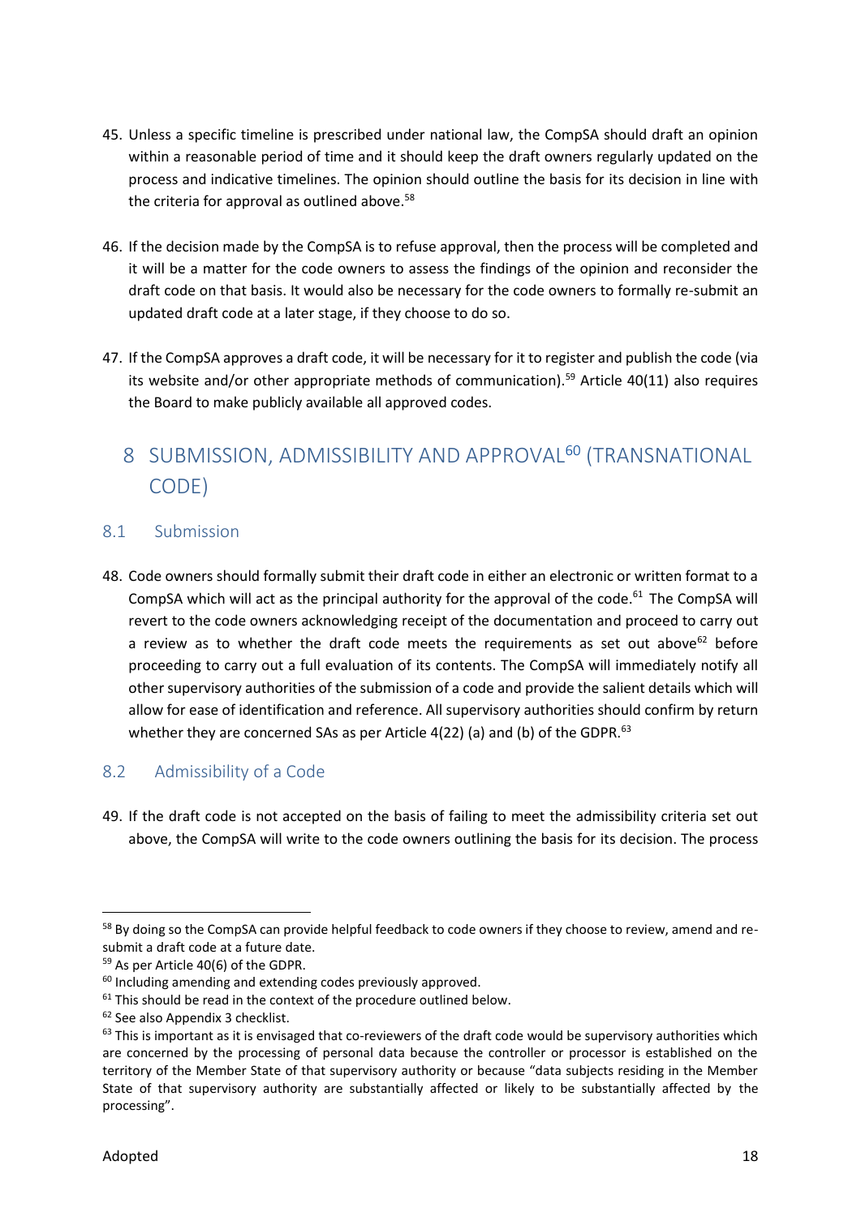45. Unless a specific timeline is prescribed under national law, the CompSA should draft an opinion within a reasonable period of time and it should keep the draft owners regularly updated on the process and indicative timelines. The opinion should outline the basis for its decision in line with the criteria for approval as outlined above.[58]

46. If the decision made by the CompSA is to refuse approval, then the process will be completed and it will be a matter for the code owners to assess the findings of the opinion and reconsider the draft code on that basis. It would also be necessary for the code owners to formally re-submit an updated draft code at a later stage, if they choose to do so.

47. If the CompSA approves a draft code, it will be necessary for it to register and publish the code (via its website and/or other appropriate methods of communication).[59] Article 40(11) also requires the Board to make publicly available all approved codes.

# 8 SUBMISSION, ADMISSIBILITY AND APPROVAL[60] (TRANSNATIONAL CODE)

## 8.1 Submission

48. Code owners should formally submit their draft code in either an electronic or written format to a CompSA which will act as the principal authority for the approval of the code.[61] The CompSA will revert to the code owners acknowledging receipt of the documentation and proceed to carry out a review as to whether the draft code meets the requirements as set out above[62] before proceeding to carry out a full evaluation of its contents. The CompSA will immediately notify all other supervisory authorities of the submission of a code and provide the salient details which will allow for ease of identification and reference. All supervisory authorities should confirm by return whether they are concerned SAs as per Article 4(22) (a) and (b) of the GDPR.[63]

## 8.2 Admissibility of a Code

49. If the draft code is not accepted on the basis of failing to meet the admissibility criteria set out above, the CompSA will write to the code owners outlining the basis for its decision. The process

---

[58] By doing so the CompSA can provide helpful feedback to code owners if they choose to review, amend and re-submit a draft code at a future date.

[59] As per Article 40(6) of the GDPR.

[60] Including amending and extending codes previously approved.

[61] This should be read in the context of the procedure outlined below.

[62] See also Appendix 3 checklist.

[63] This is important as it is envisaged that co-reviewers of the draft code would be supervisory authorities which are concerned by the processing of personal data because the controller or processor is established on the territory of the Member State of that supervisory authority or because "data subjects residing in the Member State of that supervisory authority are substantially affected or likely to be substantially affected by the processing".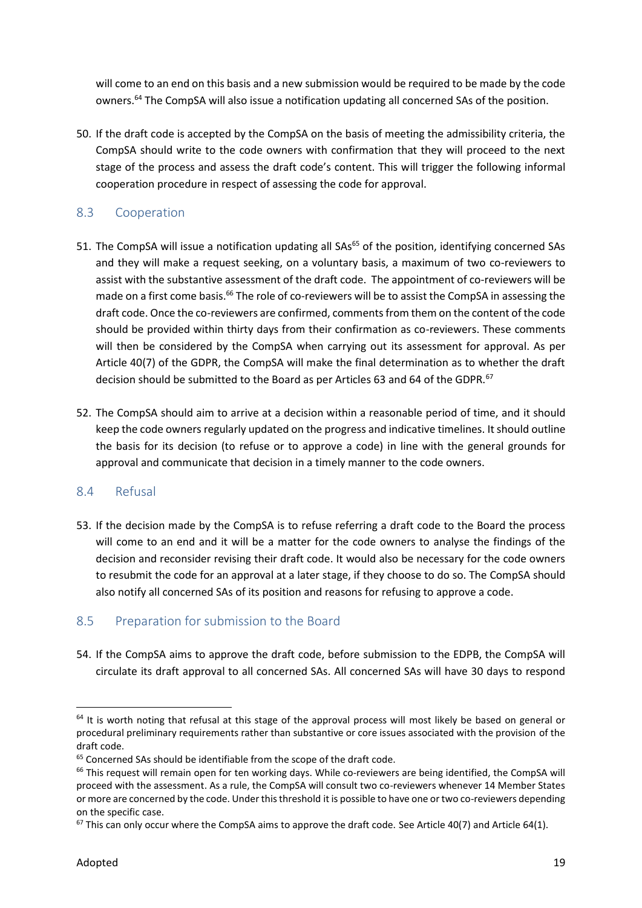will come to an end on this basis and a new submission would be required to be made by the code owners.[64] The CompSA will also issue a notification updating all concerned SAs of the position.

50. If the draft code is accepted by the CompSA on the basis of meeting the admissibility criteria, the CompSA should write to the code owners with confirmation that they will proceed to the next stage of the process and assess the draft code's content. This will trigger the following informal cooperation procedure in respect of assessing the code for approval.

## 8.3 Cooperation

51. The CompSA will issue a notification updating all SAs[65] of the position, identifying concerned SAs and they will make a request seeking, on a voluntary basis, a maximum of two co-reviewers to assist with the substantive assessment of the draft code. The appointment of co-reviewers will be made on a first come basis.[66] The role of co-reviewers will be to assist the CompSA in assessing the draft code. Once the co-reviewers are confirmed, comments from them on the content of the code should be provided within thirty days from their confirmation as co-reviewers. These comments will then be considered by the CompSA when carrying out its assessment for approval. As per Article 40(7) of the GDPR, the CompSA will make the final determination as to whether the draft decision should be submitted to the Board as per Articles 63 and 64 of the GDPR.[67]

52. The CompSA should aim to arrive at a decision within a reasonable period of time, and it should keep the code owners regularly updated on the progress and indicative timelines. It should outline the basis for its decision (to refuse or to approve a code) in line with the general grounds for approval and communicate that decision in a timely manner to the code owners.

## 8.4 Refusal

53. If the decision made by the CompSA is to refuse referring a draft code to the Board the process will come to an end and it will be a matter for the code owners to analyse the findings of the decision and reconsider revising their draft code. It would also be necessary for the code owners to resubmit the code for an approval at a later stage, if they choose to do so. The CompSA should also notify all concerned SAs of its position and reasons for refusing to approve a code.

## 8.5 Preparation for submission to the Board

54. If the CompSA aims to approve the draft code, before submission to the EDPB, the CompSA will circulate its draft approval to all concerned SAs. All concerned SAs will have 30 days to respond

---

[64] It is worth noting that refusal at this stage of the approval process will most likely be based on general or procedural preliminary requirements rather than substantive or core issues associated with the provision of the draft code.

[65] Concerned SAs should be identifiable from the scope of the draft code.

[66] This request will remain open for ten working days. While co-reviewers are being identified, the CompSA will proceed with the assessment. As a rule, the CompSA will consult two co-reviewers whenever 14 Member States or more are concerned by the code. Under this threshold it is possible to have one or two co-reviewers depending on the specific case.

[67] This can only occur where the CompSA aims to approve the draft code. See Article 40(7) and Article 64(1).

Adopted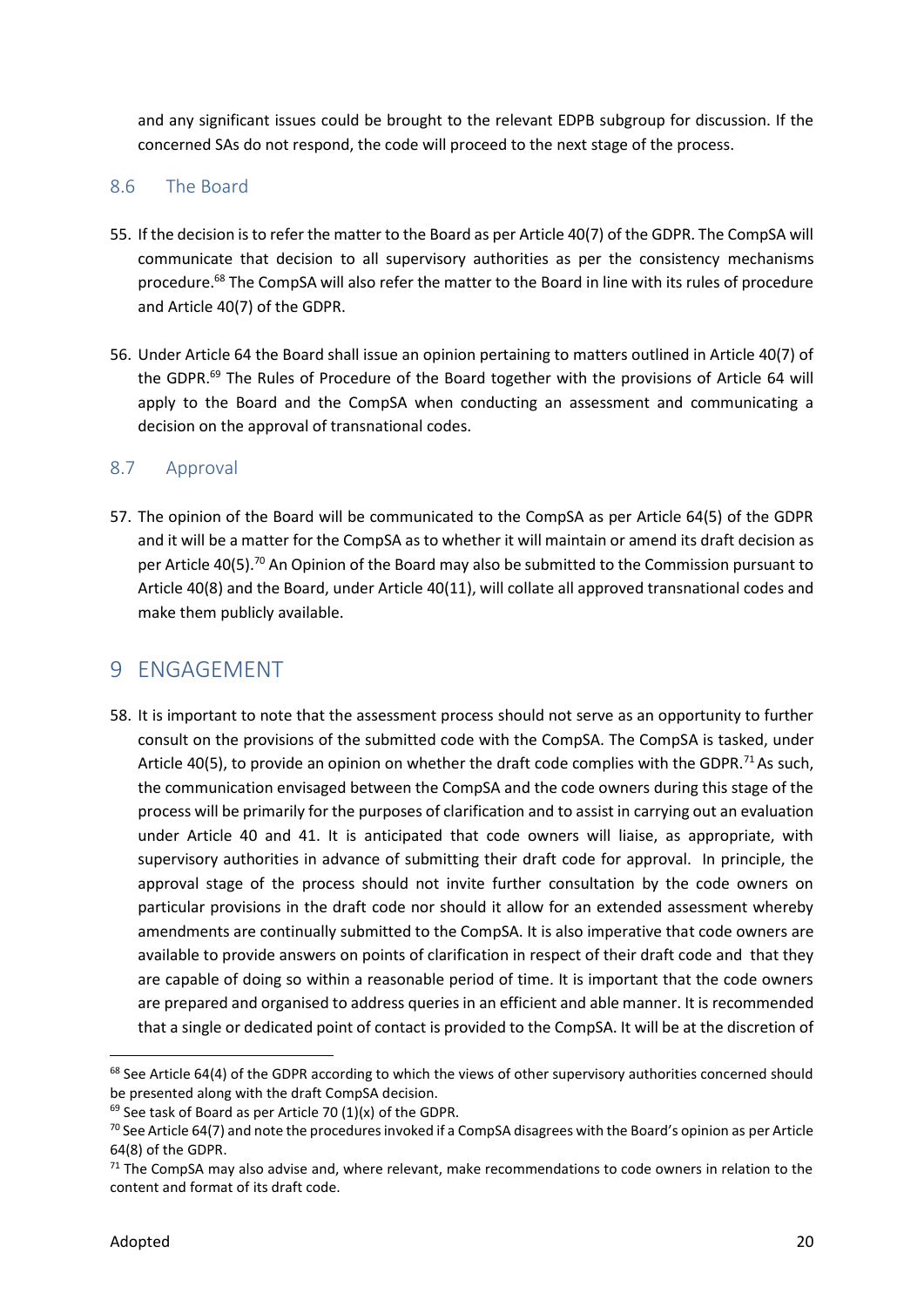and any significant issues could be brought to the relevant EDPB subgroup for discussion. If the concerned SAs do not respond, the code will proceed to the next stage of the process.

### 8.6 The Board

55. If the decision is to refer the matter to the Board as per Article 40(7) of the GDPR. The CompSA will communicate that decision to all supervisory authorities as per the consistency mechanisms procedure.[68] The CompSA will also refer the matter to the Board in line with its rules of procedure and Article 40(7) of the GDPR.

56. Under Article 64 the Board shall issue an opinion pertaining to matters outlined in Article 40(7) of the GDPR.[69] The Rules of Procedure of the Board together with the provisions of Article 64 will apply to the Board and the CompSA when conducting an assessment and communicating a decision on the approval of transnational codes.

### 8.7 Approval

57. The opinion of the Board will be communicated to the CompSA as per Article 64(5) of the GDPR and it will be a matter for the CompSA as to whether it will maintain or amend its draft decision as per Article 40(5).[70] An Opinion of the Board may also be submitted to the Commission pursuant to Article 40(8) and the Board, under Article 40(11), will collate all approved transnational codes and make them publicly available.

## 9 ENGAGEMENT

58. It is important to note that the assessment process should not serve as an opportunity to further consult on the provisions of the submitted code with the CompSA. The CompSA is tasked, under Article 40(5), to provide an opinion on whether the draft code complies with the GDPR.[71] As such, the communication envisaged between the CompSA and the code owners during this stage of the process will be primarily for the purposes of clarification and to assist in carrying out an evaluation under Article 40 and 41. It is anticipated that code owners will liaise, as appropriate, with supervisory authorities in advance of submitting their draft code for approval. In principle, the approval stage of the process should not invite further consultation by the code owners on particular provisions in the draft code nor should it allow for an extended assessment whereby amendments are continually submitted to the CompSA. It is also imperative that code owners are available to provide answers on points of clarification in respect of their draft code and that they are capable of doing so within a reasonable period of time. It is important that the code owners are prepared and organised to address queries in an efficient and able manner. It is recommended that a single or dedicated point of contact is provided to the CompSA. It will be at the discretion of

---

[68] See Article 64(4) of the GDPR according to which the views of other supervisory authorities concerned should be presented along with the draft CompSA decision.

[69] See task of Board as per Article 70 (1)(x) of the GDPR.

[70] See Article 64(7) and note the procedures invoked if a CompSA disagrees with the Board's opinion as per Article 64(8) of the GDPR.

[71] The CompSA may also advise and, where relevant, make recommendations to code owners in relation to the content and format of its draft code.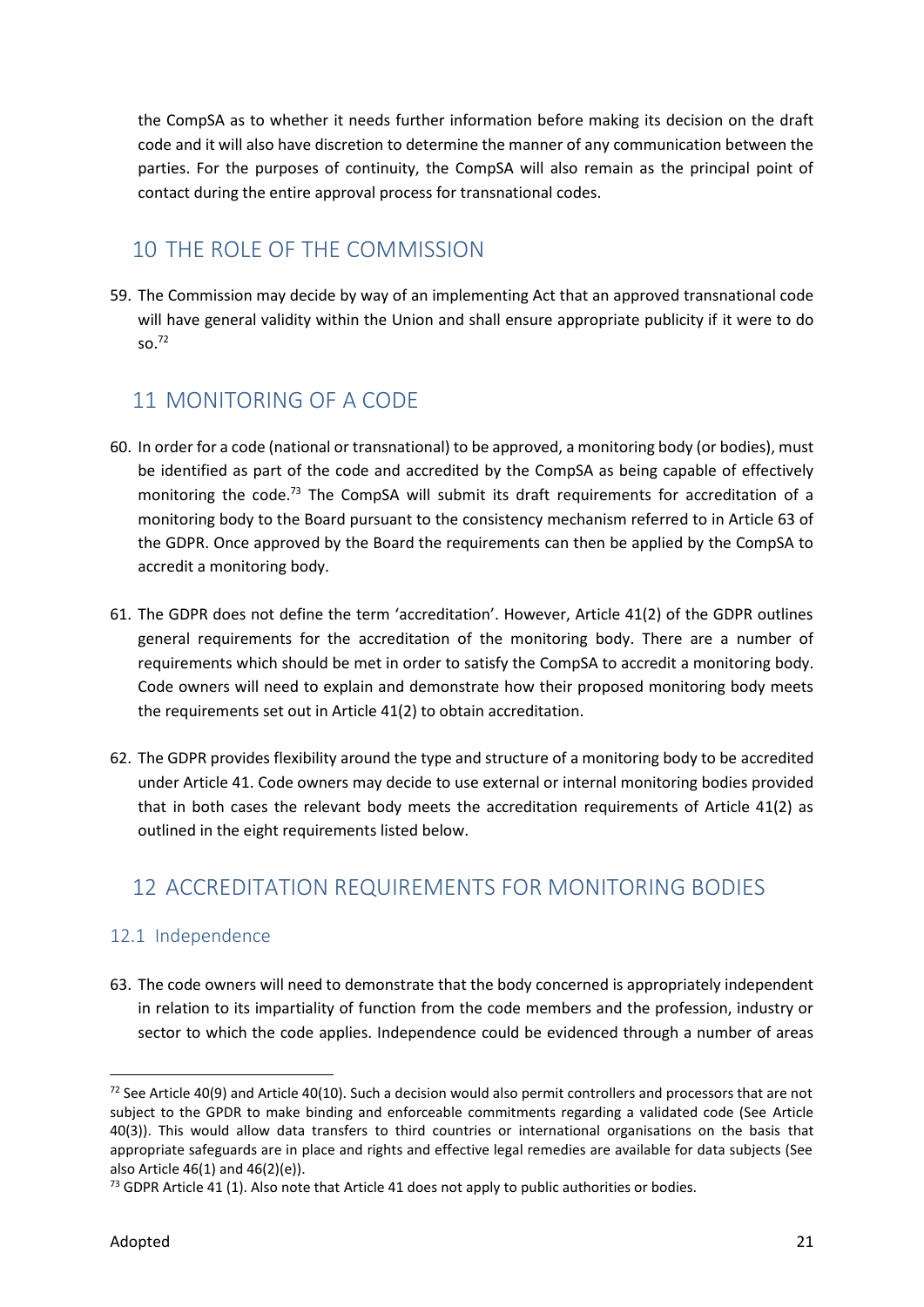the CompSA as to whether it needs further information before making its decision on the draft code and it will also have discretion to determine the manner of any communication between the parties. For the purposes of continuity, the CompSA will also remain as the principal point of contact during the entire approval process for transnational codes.

## 10 THE ROLE OF THE COMMISSION

59. The Commission may decide by way of an implementing Act that an approved transnational code will have general validity within the Union and shall ensure appropriate publicity if it were to do so.[72]

## 11 MONITORING OF A CODE

60. In order for a code (national or transnational) to be approved, a monitoring body (or bodies), must be identified as part of the code and accredited by the CompSA as being capable of effectively monitoring the code.[73] The CompSA will submit its draft requirements for accreditation of a monitoring body to the Board pursuant to the consistency mechanism referred to in Article 63 of the GDPR. Once approved by the Board the requirements can then be applied by the CompSA to accredit a monitoring body.

61. The GDPR does not define the term 'accreditation'. However, Article 41(2) of the GDPR outlines general requirements for the accreditation of the monitoring body. There are a number of requirements which should be met in order to satisfy the CompSA to accredit a monitoring body. Code owners will need to explain and demonstrate how their proposed monitoring body meets the requirements set out in Article 41(2) to obtain accreditation.

62. The GDPR provides flexibility around the type and structure of a monitoring body to be accredited under Article 41. Code owners may decide to use external or internal monitoring bodies provided that in both cases the relevant body meets the accreditation requirements of Article 41(2) as outlined in the eight requirements listed below.

## 12 ACCREDITATION REQUIREMENTS FOR MONITORING BODIES

### 12.1 Independence

63. The code owners will need to demonstrate that the body concerned is appropriately independent in relation to its impartiality of function from the code members and the profession, industry or sector to which the code applies. Independence could be evidenced through a number of areas

---

[72] See Article 40(9) and Article 40(10). Such a decision would also permit controllers and processors that are not subject to the GPDR to make binding and enforceable commitments regarding a validated code (See Article 40(3)). This would allow data transfers to third countries or international organisations on the basis that appropriate safeguards are in place and rights and effective legal remedies are available for data subjects (See also Article 46(1) and 46(2)(e)).

[73] GDPR Article 41 (1). Also note that Article 41 does not apply to public authorities or bodies.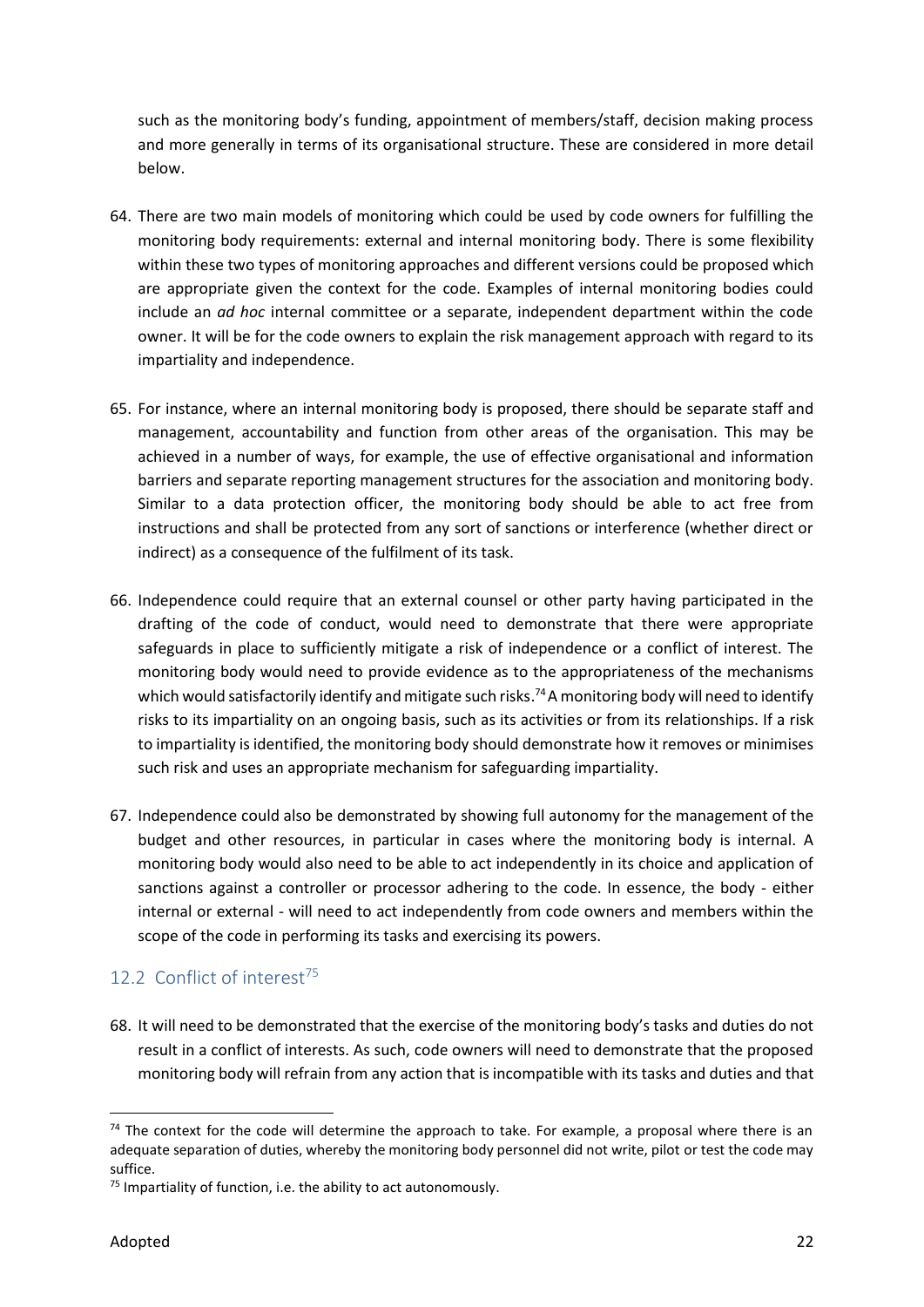such as the monitoring body's funding, appointment of members/staff, decision making process and more generally in terms of its organisational structure. These are considered in more detail below.

64. There are two main models of monitoring which could be used by code owners for fulfilling the monitoring body requirements: external and internal monitoring body. There is some flexibility within these two types of monitoring approaches and different versions could be proposed which are appropriate given the context for the code. Examples of internal monitoring bodies could include an *ad hoc* internal committee or a separate, independent department within the code owner. It will be for the code owners to explain the risk management approach with regard to its impartiality and independence.

65. For instance, where an internal monitoring body is proposed, there should be separate staff and management, accountability and function from other areas of the organisation. This may be achieved in a number of ways, for example, the use of effective organisational and information barriers and separate reporting management structures for the association and monitoring body. Similar to a data protection officer, the monitoring body should be able to act free from instructions and shall be protected from any sort of sanctions or interference (whether direct or indirect) as a consequence of the fulfilment of its task.

66. Independence could require that an external counsel or other party having participated in the drafting of the code of conduct, would need to demonstrate that there were appropriate safeguards in place to sufficiently mitigate a risk of independence or a conflict of interest. The monitoring body would need to provide evidence as to the appropriateness of the mechanisms which would satisfactorily identify and mitigate such risks.[74] A monitoring body will need to identify risks to its impartiality on an ongoing basis, such as its activities or from its relationships. If a risk to impartiality is identified, the monitoring body should demonstrate how it removes or minimises such risk and uses an appropriate mechanism for safeguarding impartiality.

67. Independence could also be demonstrated by showing full autonomy for the management of the budget and other resources, in particular in cases where the monitoring body is internal. A monitoring body would also need to be able to act independently in its choice and application of sanctions against a controller or processor adhering to the code. In essence, the body - either internal or external - will need to act independently from code owners and members within the scope of the code in performing its tasks and exercising its powers.

## 12.2 Conflict of interest[75]

68. It will need to be demonstrated that the exercise of the monitoring body's tasks and duties do not result in a conflict of interests. As such, code owners will need to demonstrate that the proposed monitoring body will refrain from any action that is incompatible with its tasks and duties and that

---

[74] The context for the code will determine the approach to take. For example, a proposal where there is an adequate separation of duties, whereby the monitoring body personnel did not write, pilot or test the code may suffice.

[75] Impartiality of function, i.e. the ability to act autonomously.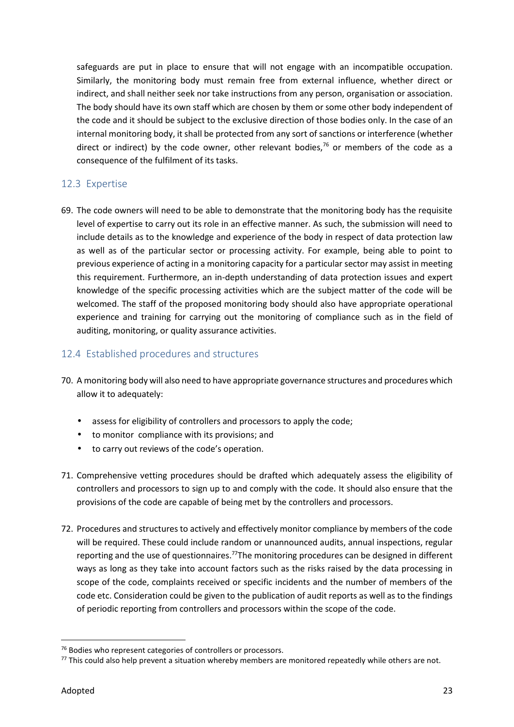safeguards are put in place to ensure that will not engage with an incompatible occupation. Similarly, the monitoring body must remain free from external influence, whether direct or indirect, and shall neither seek nor take instructions from any person, organisation or association. The body should have its own staff which are chosen by them or some other body independent of the code and it should be subject to the exclusive direction of those bodies only. In the case of an internal monitoring body, it shall be protected from any sort of sanctions or interference (whether direct or indirect) by the code owner, other relevant bodies,[76] or members of the code as a consequence of the fulfilment of its tasks.

## 12.3 Expertise

69. The code owners will need to be able to demonstrate that the monitoring body has the requisite level of expertise to carry out its role in an effective manner. As such, the submission will need to include details as to the knowledge and experience of the body in respect of data protection law as well as of the particular sector or processing activity. For example, being able to point to previous experience of acting in a monitoring capacity for a particular sector may assist in meeting this requirement. Furthermore, an in-depth understanding of data protection issues and expert knowledge of the specific processing activities which are the subject matter of the code will be welcomed. The staff of the proposed monitoring body should also have appropriate operational experience and training for carrying out the monitoring of compliance such as in the field of auditing, monitoring, or quality assurance activities.

## 12.4 Established procedures and structures

70. A monitoring body will also need to have appropriate governance structures and procedures which allow it to adequately:

   - assess for eligibility of controllers and processors to apply the code;
   - to monitor compliance with its provisions; and
   - to carry out reviews of the code's operation.

71. Comprehensive vetting procedures should be drafted which adequately assess the eligibility of controllers and processors to sign up to and comply with the code. It should also ensure that the provisions of the code are capable of being met by the controllers and processors.

72. Procedures and structures to actively and effectively monitor compliance by members of the code will be required. These could include random or unannounced audits, annual inspections, regular reporting and the use of questionnaires.[77]The monitoring procedures can be designed in different ways as long as they take into account factors such as the risks raised by the data processing in scope of the code, complaints received or specific incidents and the number of members of the code etc. Consideration could be given to the publication of audit reports as well as to the findings of periodic reporting from controllers and processors within the scope of the code.

---

[76] Bodies who represent categories of controllers or processors.

[77] This could also help prevent a situation whereby members are monitored repeatedly while others are not.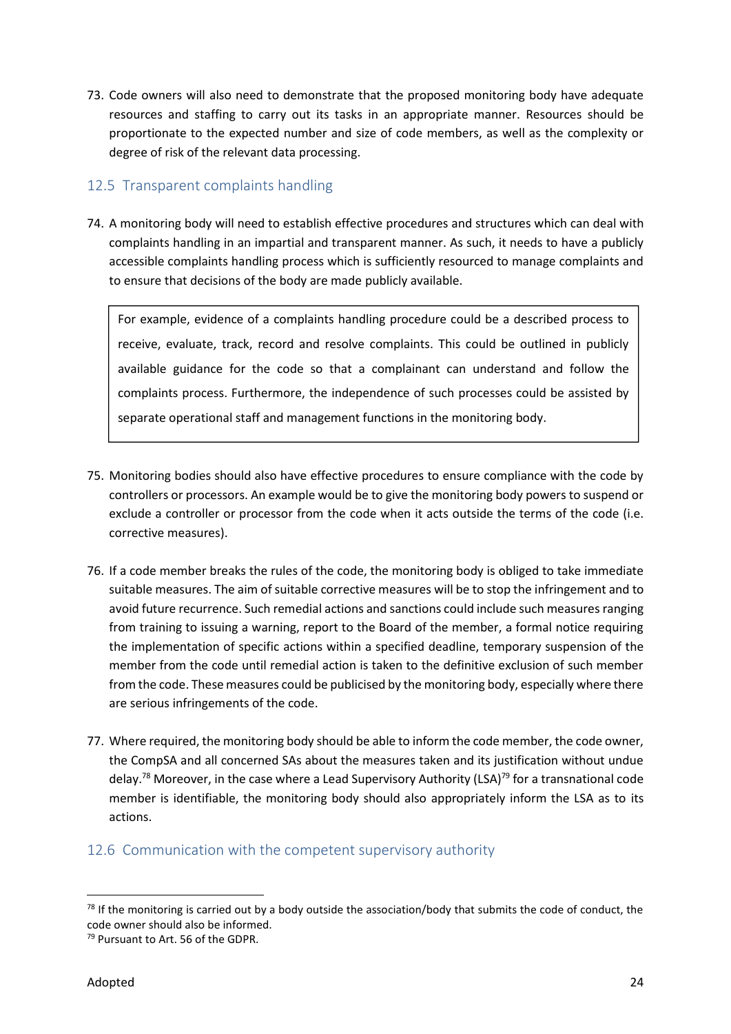73. Code owners will also need to demonstrate that the proposed monitoring body have adequate resources and staffing to carry out its tasks in an appropriate manner. Resources should be proportionate to the expected number and size of code members, as well as the complexity or degree of risk of the relevant data processing.

## 12.5 Transparent complaints handling

74. A monitoring body will need to establish effective procedures and structures which can deal with complaints handling in an impartial and transparent manner. As such, it needs to have a publicly accessible complaints handling process which is sufficiently resourced to manage complaints and to ensure that decisions of the body are made publicly available.

> For example, evidence of a complaints handling procedure could be a described process to receive, evaluate, track, record and resolve complaints. This could be outlined in publicly available guidance for the code so that a complainant can understand and follow the complaints process. Furthermore, the independence of such processes could be assisted by separate operational staff and management functions in the monitoring body.

75. Monitoring bodies should also have effective procedures to ensure compliance with the code by controllers or processors. An example would be to give the monitoring body powers to suspend or exclude a controller or processor from the code when it acts outside the terms of the code (i.e. corrective measures).

76. If a code member breaks the rules of the code, the monitoring body is obliged to take immediate suitable measures. The aim of suitable corrective measures will be to stop the infringement and to avoid future recurrence. Such remedial actions and sanctions could include such measures ranging from training to issuing a warning, report to the Board of the member, a formal notice requiring the implementation of specific actions within a specified deadline, temporary suspension of the member from the code until remedial action is taken to the definitive exclusion of such member from the code. These measures could be publicised by the monitoring body, especially where there are serious infringements of the code.

77. Where required, the monitoring body should be able to inform the code member, the code owner, the CompSA and all concerned SAs about the measures taken and its justification without undue delay.[78] Moreover, in the case where a Lead Supervisory Authority (LSA)[79] for a transnational code member is identifiable, the monitoring body should also appropriately inform the LSA as to its actions.

## 12.6 Communication with the competent supervisory authority

---

[78] If the monitoring is carried out by a body outside the association/body that submits the code of conduct, the code owner should also be informed.

[79] Pursuant to Art. 56 of the GDPR.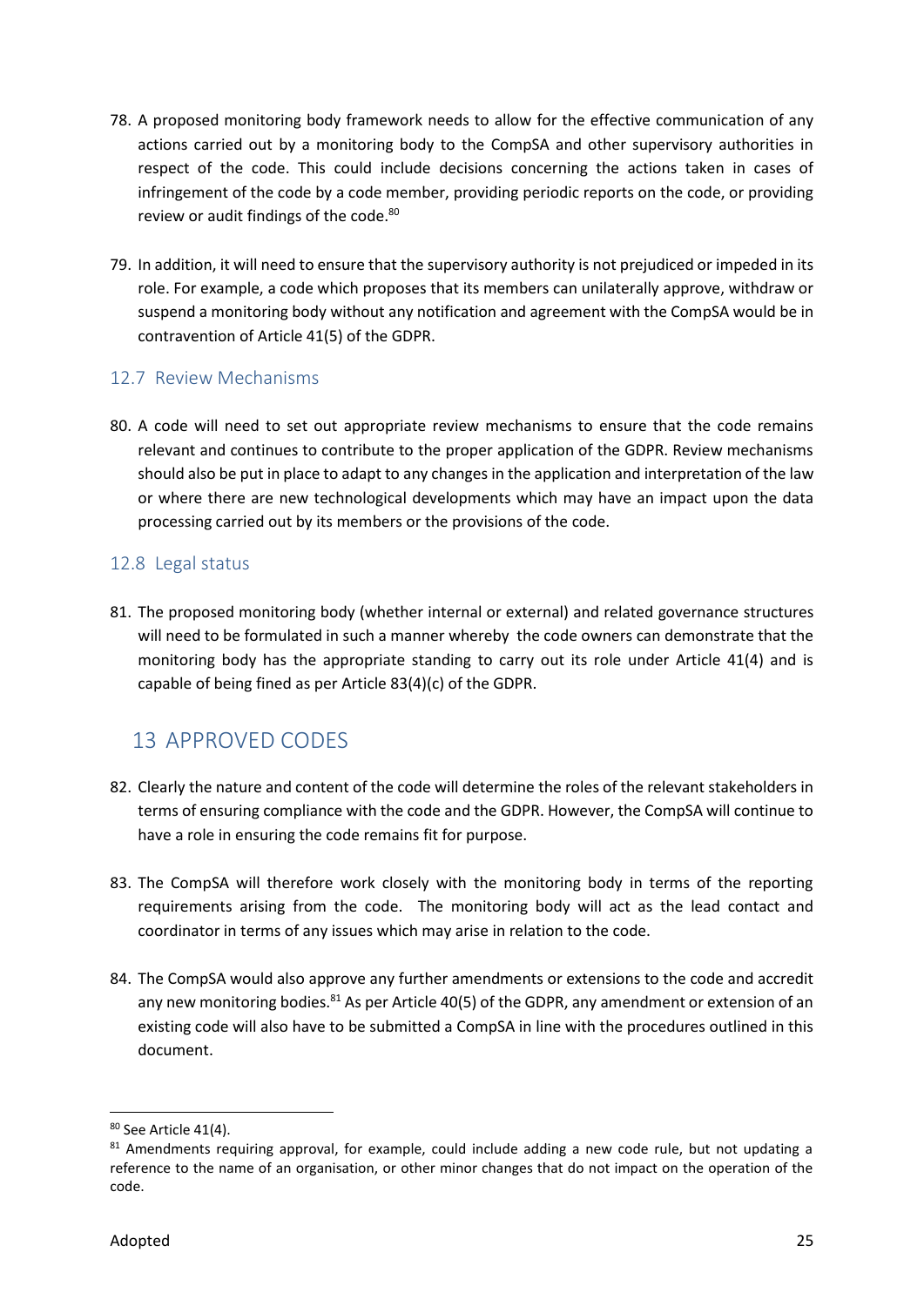78. A proposed monitoring body framework needs to allow for the effective communication of any actions carried out by a monitoring body to the CompSA and other supervisory authorities in respect of the code. This could include decisions concerning the actions taken in cases of infringement of the code by a code member, providing periodic reports on the code, or providing review or audit findings of the code.[80]

79. In addition, it will need to ensure that the supervisory authority is not prejudiced or impeded in its role. For example, a code which proposes that its members can unilaterally approve, withdraw or suspend a monitoring body without any notification and agreement with the CompSA would be in contravention of Article 41(5) of the GDPR.

### 12.7 Review Mechanisms

80. A code will need to set out appropriate review mechanisms to ensure that the code remains relevant and continues to contribute to the proper application of the GDPR. Review mechanisms should also be put in place to adapt to any changes in the application and interpretation of the law or where there are new technological developments which may have an impact upon the data processing carried out by its members or the provisions of the code.

### 12.8 Legal status

81. The proposed monitoring body (whether internal or external) and related governance structures will need to be formulated in such a manner whereby the code owners can demonstrate that the monitoring body has the appropriate standing to carry out its role under Article 41(4) and is capable of being fined as per Article 83(4)(c) of the GDPR.

## 13 APPROVED CODES

82. Clearly the nature and content of the code will determine the roles of the relevant stakeholders in terms of ensuring compliance with the code and the GDPR. However, the CompSA will continue to have a role in ensuring the code remains fit for purpose.

83. The CompSA will therefore work closely with the monitoring body in terms of the reporting requirements arising from the code. The monitoring body will act as the lead contact and coordinator in terms of any issues which may arise in relation to the code.

84. The CompSA would also approve any further amendments or extensions to the code and accredit any new monitoring bodies.[81] As per Article 40(5) of the GDPR, any amendment or extension of an existing code will also have to be submitted a CompSA in line with the procedures outlined in this document.

---

[80] See Article 41(4).

[81] Amendments requiring approval, for example, could include adding a new code rule, but not updating a reference to the name of an organisation, or other minor changes that do not impact on the operation of the code.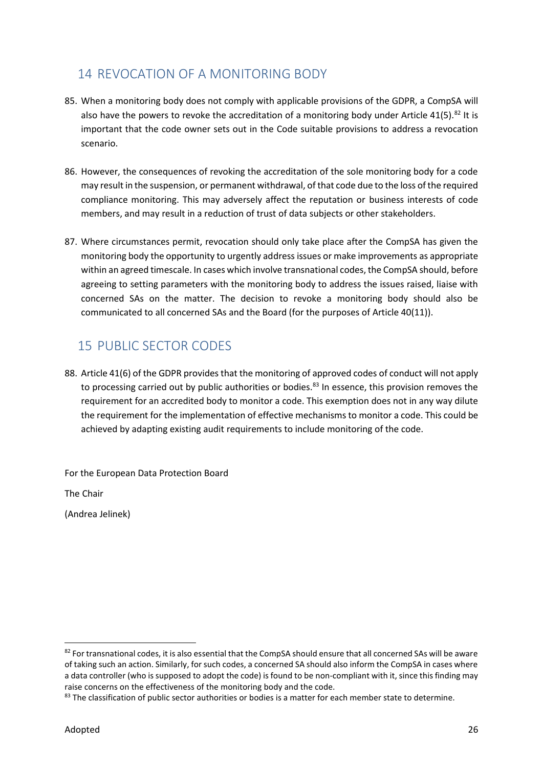## 14 REVOCATION OF A MONITORING BODY

85. When a monitoring body does not comply with applicable provisions of the GDPR, a CompSA will also have the powers to revoke the accreditation of a monitoring body under Article 41(5).[82] It is important that the code owner sets out in the Code suitable provisions to address a revocation scenario.

86. However, the consequences of revoking the accreditation of the sole monitoring body for a code may result in the suspension, or permanent withdrawal, of that code due to the loss of the required compliance monitoring. This may adversely affect the reputation or business interests of code members, and may result in a reduction of trust of data subjects or other stakeholders.

87. Where circumstances permit, revocation should only take place after the CompSA has given the monitoring body the opportunity to urgently address issues or make improvements as appropriate within an agreed timescale. In cases which involve transnational codes, the CompSA should, before agreeing to setting parameters with the monitoring body to address the issues raised, liaise with concerned SAs on the matter. The decision to revoke a monitoring body should also be communicated to all concerned SAs and the Board (for the purposes of Article 40(11)).

## 15 PUBLIC SECTOR CODES

88. Article 41(6) of the GDPR provides that the monitoring of approved codes of conduct will not apply to processing carried out by public authorities or bodies.[83] In essence, this provision removes the requirement for an accredited body to monitor a code. This exemption does not in any way dilute the requirement for the implementation of effective mechanisms to monitor a code. This could be achieved by adapting existing audit requirements to include monitoring of the code.

For the European Data Protection Board

The Chair

(Andrea Jelinek)

---

[82] For transnational codes, it is also essential that the CompSA should ensure that all concerned SAs will be aware of taking such an action. Similarly, for such codes, a concerned SA should also inform the CompSA in cases where a data controller (who is supposed to adopt the code) is found to be non-compliant with it, since this finding may raise concerns on the effectiveness of the monitoring body and the code.

[83] The classification of public sector authorities or bodies is a matter for each member state to determine.

Adopted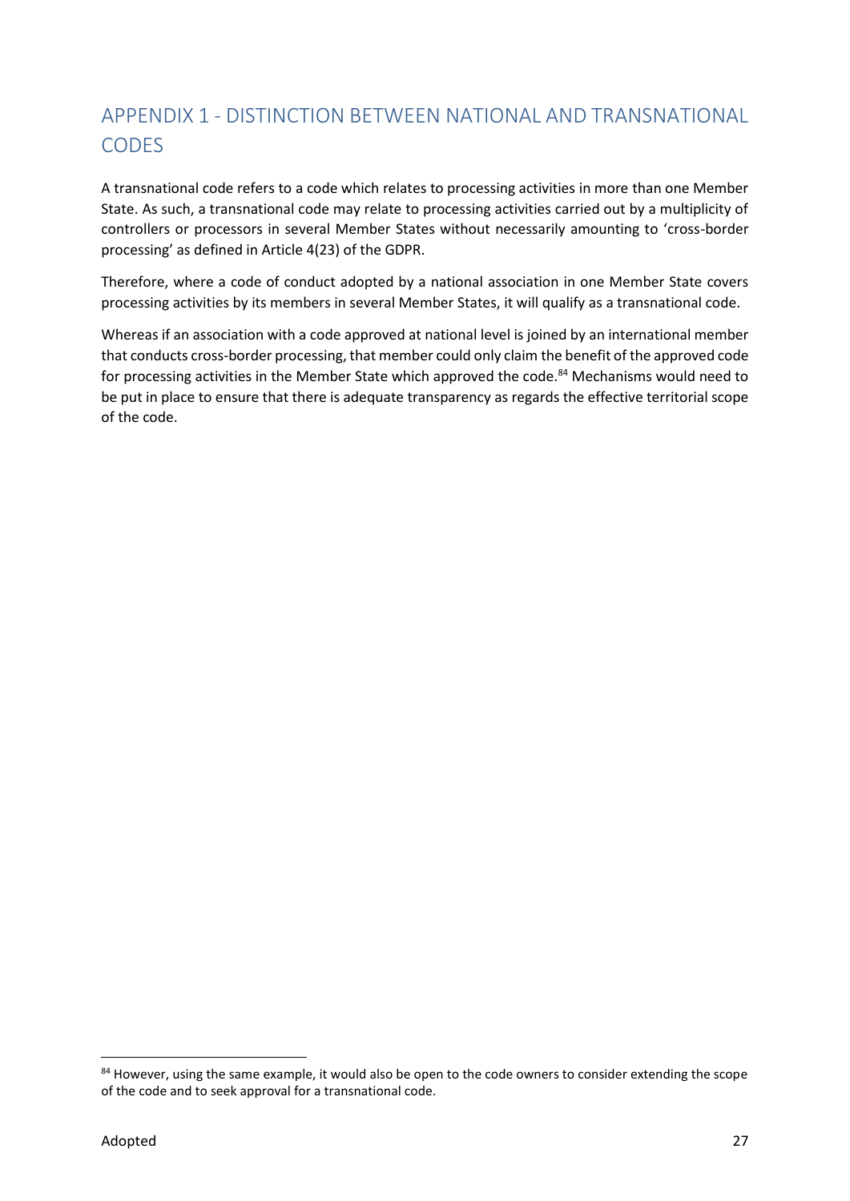## APPENDIX 1 - DISTINCTION BETWEEN NATIONAL AND TRANSNATIONAL CODES

A transnational code refers to a code which relates to processing activities in more than one Member State. As such, a transnational code may relate to processing activities carried out by a multiplicity of controllers or processors in several Member States without necessarily amounting to 'cross-border processing' as defined in Article 4(23) of the GDPR.

Therefore, where a code of conduct adopted by a national association in one Member State covers processing activities by its members in several Member States, it will qualify as a transnational code.

Whereas if an association with a code approved at national level is joined by an international member that conducts cross-border processing, that member could only claim the benefit of the approved code for processing activities in the Member State which approved the code.[84] Mechanisms would need to be put in place to ensure that there is adequate transparency as regards the effective territorial scope of the code.

[84] However, using the same example, it would also be open to the code owners to consider extending the scope of the code and to seek approval for a transnational code.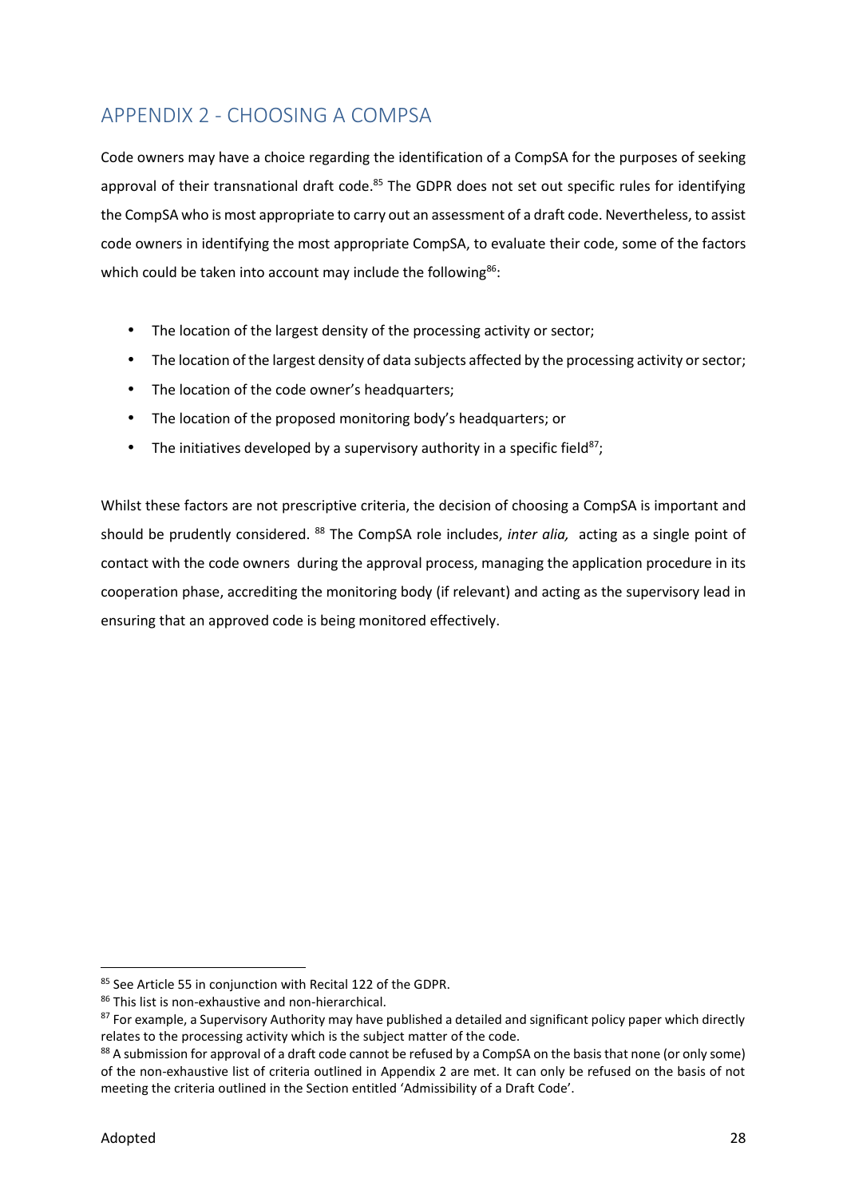## APPENDIX 2 - CHOOSING A COMPSA

Code owners may have a choice regarding the identification of a CompSA for the purposes of seeking approval of their transnational draft code.[85] The GDPR does not set out specific rules for identifying the CompSA who is most appropriate to carry out an assessment of a draft code. Nevertheless, to assist code owners in identifying the most appropriate CompSA, to evaluate their code, some of the factors which could be taken into account may include the following[86]:

- The location of the largest density of the processing activity or sector;
- The location of the largest density of data subjects affected by the processing activity or sector;
- The location of the code owner's headquarters;
- The location of the proposed monitoring body's headquarters; or
- The initiatives developed by a supervisory authority in a specific field[87];

Whilst these factors are not prescriptive criteria, the decision of choosing a CompSA is important and should be prudently considered. [88] The CompSA role includes, *inter alia,* acting as a single point of contact with the code owners during the approval process, managing the application procedure in its cooperation phase, accrediting the monitoring body (if relevant) and acting as the supervisory lead in ensuring that an approved code is being monitored effectively.

---

[85] See Article 55 in conjunction with Recital 122 of the GDPR.

[86] This list is non-exhaustive and non-hierarchical.

[87] For example, a Supervisory Authority may have published a detailed and significant policy paper which directly relates to the processing activity which is the subject matter of the code.

[88] A submission for approval of a draft code cannot be refused by a CompSA on the basis that none (or only some) of the non-exhaustive list of criteria outlined in Appendix 2 are met. It can only be refused on the basis of not meeting the criteria outlined in the Section entitled 'Admissibility of a Draft Code'.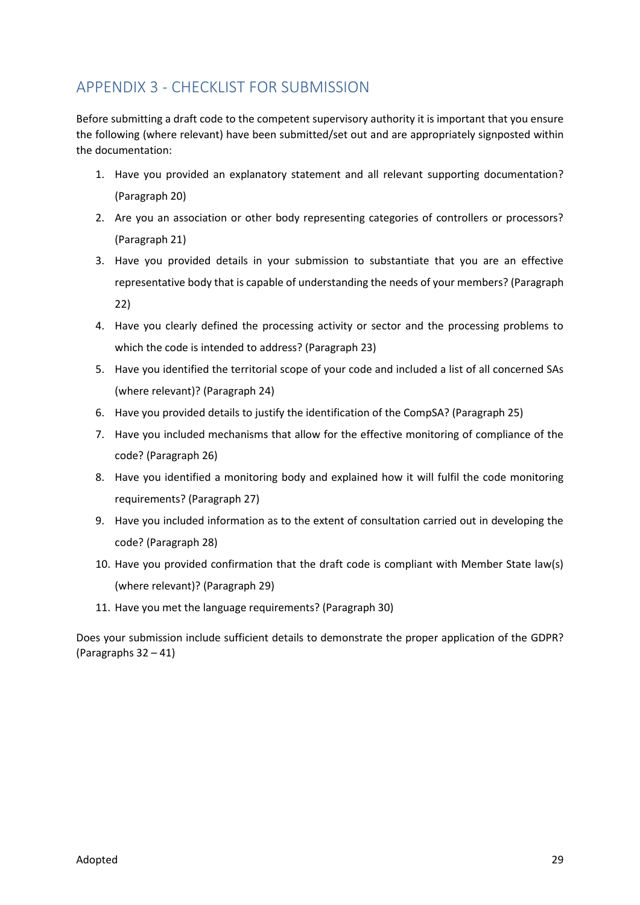## APPENDIX 3 - CHECKLIST FOR SUBMISSION

Before submitting a draft code to the competent supervisory authority it is important that you ensure the following (where relevant) have been submitted/set out and are appropriately signposted within the documentation:

1. Have you provided an explanatory statement and all relevant supporting documentation? (Paragraph 20)
2. Are you an association or other body representing categories of controllers or processors? (Paragraph 21)
3. Have you provided details in your submission to substantiate that you are an effective representative body that is capable of understanding the needs of your members? (Paragraph 22)
4. Have you clearly defined the processing activity or sector and the processing problems to which the code is intended to address? (Paragraph 23)
5. Have you identified the territorial scope of your code and included a list of all concerned SAs (where relevant)? (Paragraph 24)
6. Have you provided details to justify the identification of the CompSA? (Paragraph 25)
7. Have you included mechanisms that allow for the effective monitoring of compliance of the code? (Paragraph 26)
8. Have you identified a monitoring body and explained how it will fulfil the code monitoring requirements? (Paragraph 27)
9. Have you included information as to the extent of consultation carried out in developing the code? (Paragraph 28)
10. Have you provided confirmation that the draft code is compliant with Member State law(s) (where relevant)? (Paragraph 29)
11. Have you met the language requirements? (Paragraph 30)

Does your submission include sufficient details to demonstrate the proper application of the GDPR? (Paragraphs 32 – 41)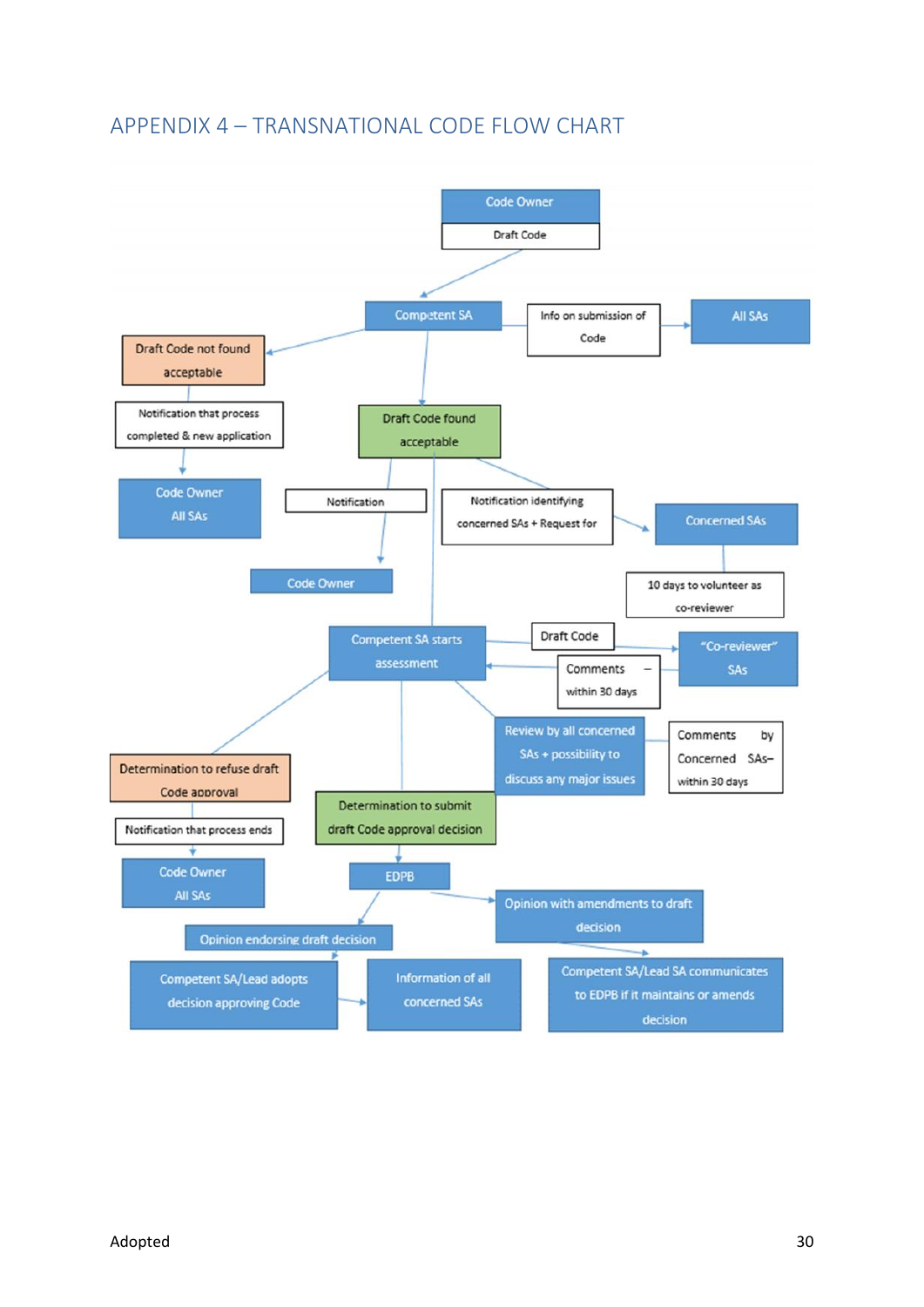# APPENDIX 4 – TRANSNATIONAL CODE FLOW CHART

Code Owner

Draft Code

Competent SA

Info on submission of Code

All SAs

Draft Code not found acceptable

Notification that process completed & new application

Code Owner All SAs

Draft Code found acceptable

Notification

Notification identifying concerned SAs + Request for

Concerned SAs

Code Owner

10 days to volunteer as co-reviewer

Competent SA starts assessment

Draft Code

"Co-reviewer" SAs

Comments – within 30 days

Review by all concerned SAs + possibility to discuss any major issues

Comments by Concerned SAs– within 30 days

Determination to refuse draft Code approval

Notification that process ends

Code Owner All SAs

Determination to submit draft Code approval decision

EDPB

Opinion with amendments to draft decision

Opinion endorsing draft decision

Competent SA/Lead SA adopts decision approving Code

Information of all concerned SAs

Competent SA/Lead SA communicates to EDPB if it maintains or amends decision

Adopted